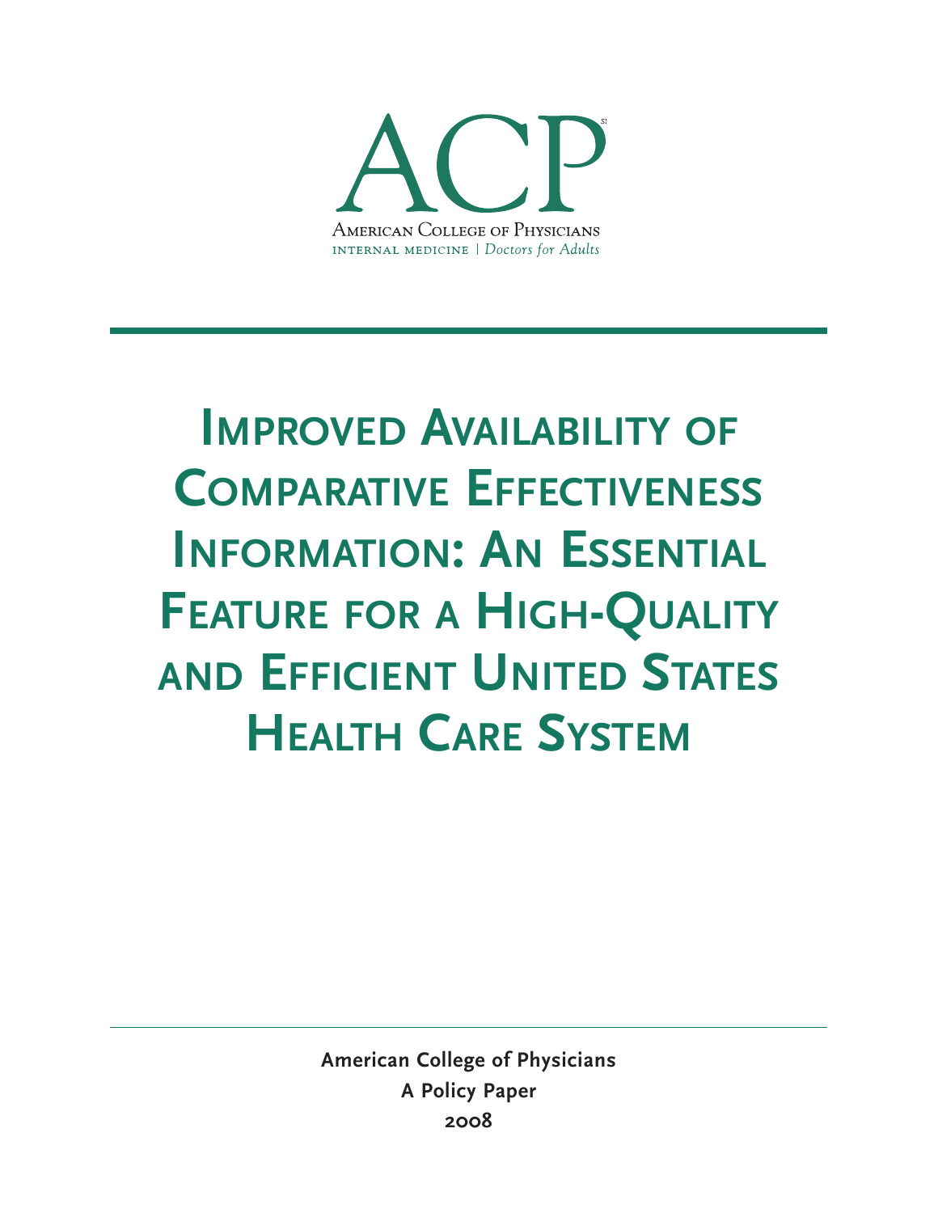ACP

American College of Physicians
internal medicine | *Doctors for Adults*

# Improved Availability of Comparative Effectiveness Information: An Essential Feature for a High-Quality and Efficient United States Health Care System

**American College of Physicians**
**A Policy Paper**
**2008**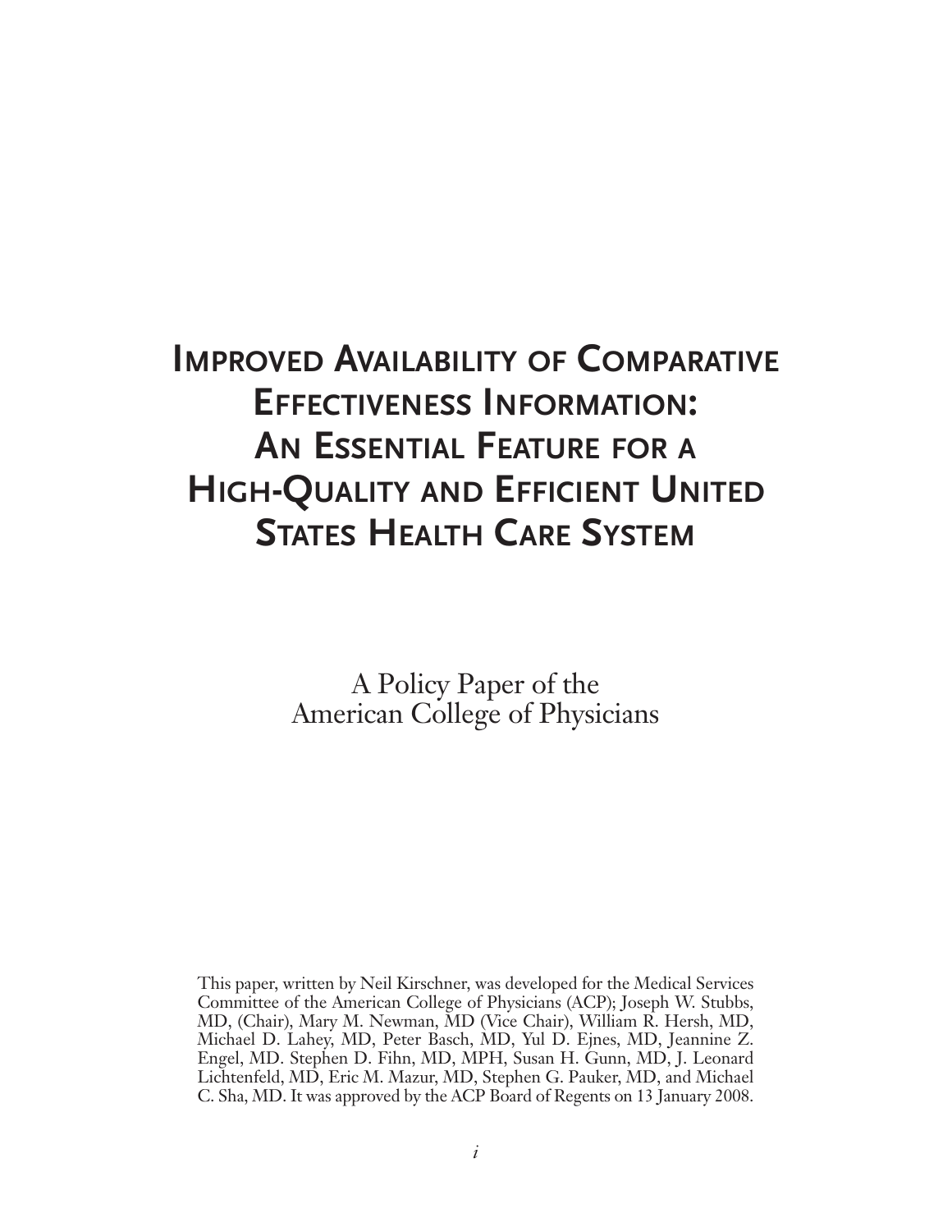# Improved Availability of Comparative Effectiveness Information: An Essential Feature for a High-Quality and Efficient United States Health Care System

A Policy Paper of the
American College of Physicians

This paper, written by Neil Kirschner, was developed for the Medical Services Committee of the American College of Physicians (ACP); Joseph W. Stubbs, MD, (Chair), Mary M. Newman, MD (Vice Chair), William R. Hersh, MD, Michael D. Lahey, MD, Peter Basch, MD, Yul D. Ejnes, MD, Jeannine Z. Engel, MD. Stephen D. Fihn, MD, MPH, Susan H. Gunn, MD, J. Leonard Lichtenfeld, MD, Eric M. Mazur, MD, Stephen G. Pauker, MD, and Michael C. Sha, MD. It was approved by the ACP Board of Regents on 13 January 2008.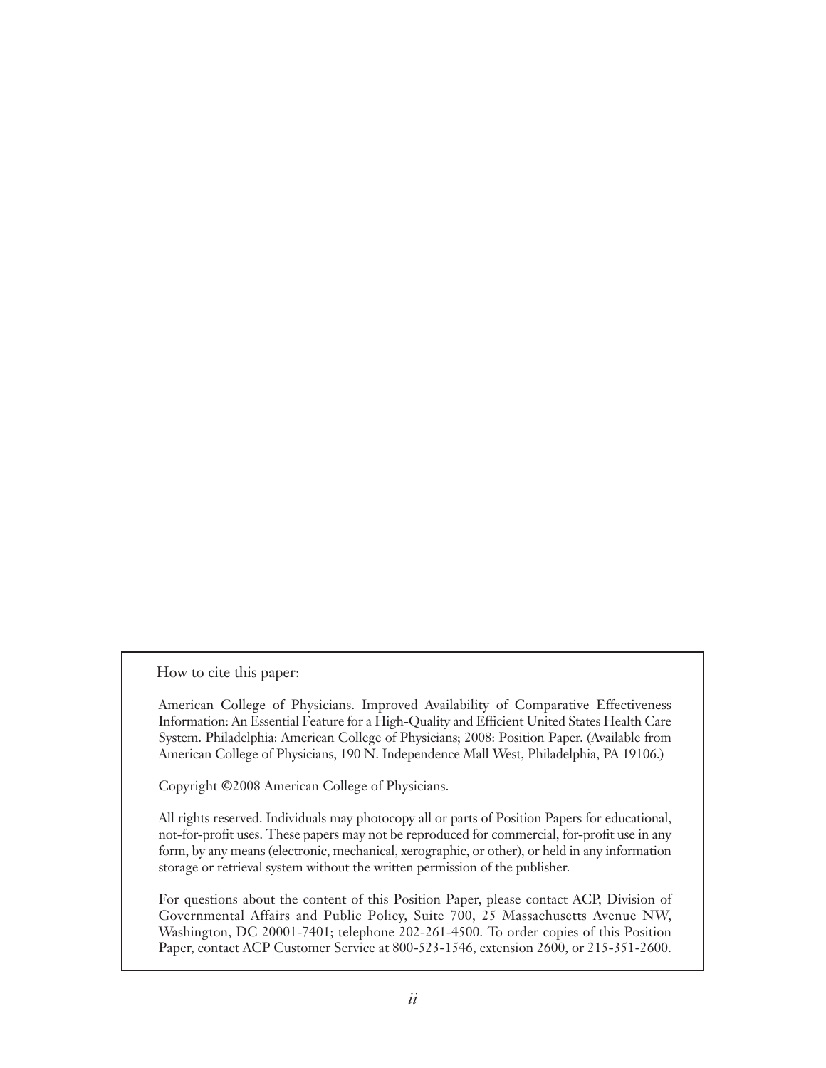How to cite this paper:

American College of Physicians. Improved Availability of Comparative Effectiveness Information: An Essential Feature for a High-Quality and Efficient United States Health Care System. Philadelphia: American College of Physicians; 2008: Position Paper. (Available from American College of Physicians, 190 N. Independence Mall West, Philadelphia, PA 19106.)

Copyright ©2008 American College of Physicians.

All rights reserved. Individuals may photocopy all or parts of Position Papers for educational, not-for-profit uses. These papers may not be reproduced for commercial, for-profit use in any form, by any means (electronic, mechanical, xerographic, or other), or held in any information storage or retrieval system without the written permission of the publisher.

For questions about the content of this Position Paper, please contact ACP, Division of Governmental Affairs and Public Policy, Suite 700, 25 Massachusetts Avenue NW, Washington, DC 20001-7401; telephone 202-261-4500. To order copies of this Position Paper, contact ACP Customer Service at 800-523-1546, extension 2600, or 215-351-2600.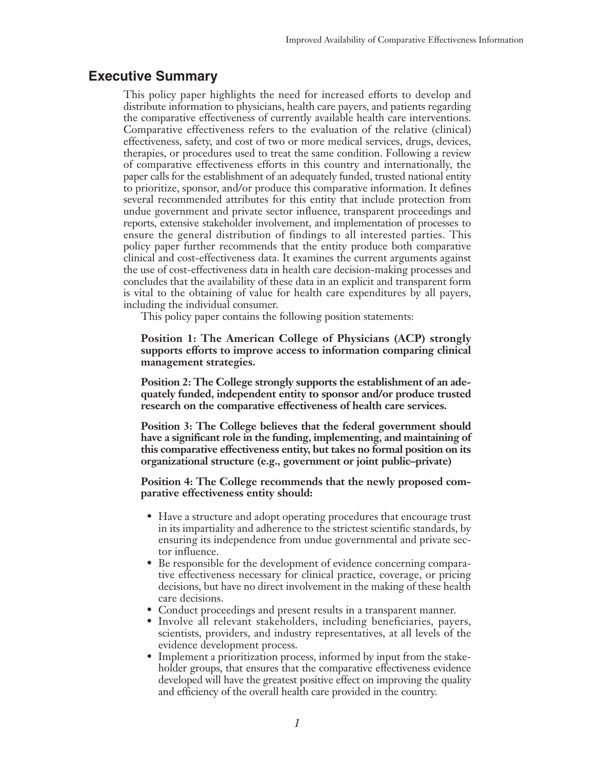## Executive Summary

This policy paper highlights the need for increased efforts to develop and distribute information to physicians, health care payers, and patients regarding the comparative effectiveness of currently available health care interventions. Comparative effectiveness refers to the evaluation of the relative (clinical) effectiveness, safety, and cost of two or more medical services, drugs, devices, therapies, or procedures used to treat the same condition. Following a review of comparative effectiveness efforts in this country and internationally, the paper calls for the establishment of an adequately funded, trusted national entity to prioritize, sponsor, and/or produce this comparative information. It defines several recommended attributes for this entity that include protection from undue government and private sector influence, transparent proceedings and reports, extensive stakeholder involvement, and implementation of processes to ensure the general distribution of findings to all interested parties. This policy paper further recommends that the entity produce both comparative clinical and cost-effectiveness data. It examines the current arguments against the use of cost-effectiveness data in health care decision-making processes and concludes that the availability of these data in an explicit and transparent form is vital to the obtaining of value for health care expenditures by all payers, including the individual consumer.

This policy paper contains the following position statements:

**Position 1: The American College of Physicians (ACP) strongly supports efforts to improve access to information comparing clinical management strategies.**

**Position 2: The College strongly supports the establishment of an adequately funded, independent entity to sponsor and/or produce trusted research on the comparative effectiveness of health care services.**

**Position 3: The College believes that the federal government should have a significant role in the funding, implementing, and maintaining of this comparative effectiveness entity, but takes no formal position on its organizational structure (e.g., government or joint public–private)**

**Position 4: The College recommends that the newly proposed comparative effectiveness entity should:**

- Have a structure and adopt operating procedures that encourage trust in its impartiality and adherence to the strictest scientific standards, by ensuring its independence from undue governmental and private sector influence.
- Be responsible for the development of evidence concerning comparative effectiveness necessary for clinical practice, coverage, or pricing decisions, but have no direct involvement in the making of these health care decisions.
- Conduct proceedings and present results in a transparent manner.
- Involve all relevant stakeholders, including beneficiaries, payers, scientists, providers, and industry representatives, at all levels of the evidence development process.
- Implement a prioritization process, informed by input from the stakeholder groups, that ensures that the comparative effectiveness evidence developed will have the greatest positive effect on improving the quality and efficiency of the overall health care provided in the country.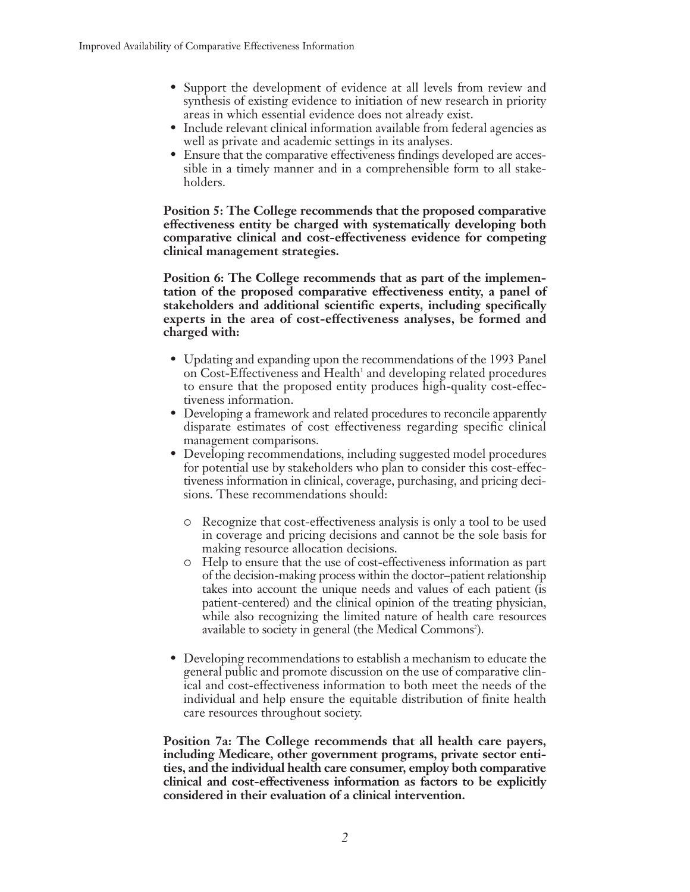- Support the development of evidence at all levels from review and synthesis of existing evidence to initiation of new research in priority areas in which essential evidence does not already exist.
- Include relevant clinical information available from federal agencies as well as private and academic settings in its analyses.
- Ensure that the comparative effectiveness findings developed are accessible in a timely manner and in a comprehensible form to all stakeholders.

**Position 5: The College recommends that the proposed comparative effectiveness entity be charged with systematically developing both comparative clinical and cost-effectiveness evidence for competing clinical management strategies.**

**Position 6: The College recommends that as part of the implementation of the proposed comparative effectiveness entity, a panel of stakeholders and additional scientific experts, including specifically experts in the area of cost-effectiveness analyses, be formed and charged with:**

- Updating and expanding upon the recommendations of the 1993 Panel on Cost-Effectiveness and Health[1] and developing related procedures to ensure that the proposed entity produces high-quality cost-effectiveness information.
- Developing a framework and related procedures to reconcile apparently disparate estimates of cost effectiveness regarding specific clinical management comparisons.
- Developing recommendations, including suggested model procedures for potential use by stakeholders who plan to consider this cost-effectiveness information in clinical, coverage, purchasing, and pricing decisions. These recommendations should:
  - Recognize that cost-effectiveness analysis is only a tool to be used in coverage and pricing decisions and cannot be the sole basis for making resource allocation decisions.
  - Help to ensure that the use of cost-effectiveness information as part of the decision-making process within the doctor–patient relationship takes into account the unique needs and values of each patient (is patient-centered) and the clinical opinion of the treating physician, while also recognizing the limited nature of health care resources available to society in general (the Medical Commons[2]).
- Developing recommendations to establish a mechanism to educate the general public and promote discussion on the use of comparative clinical and cost-effectiveness information to both meet the needs of the individual and help ensure the equitable distribution of finite health care resources throughout society.

**Position 7a: The College recommends that all health care payers, including Medicare, other government programs, private sector entities, and the individual health care consumer, employ both comparative clinical and cost-effectiveness information as factors to be explicitly considered in their evaluation of a clinical intervention.**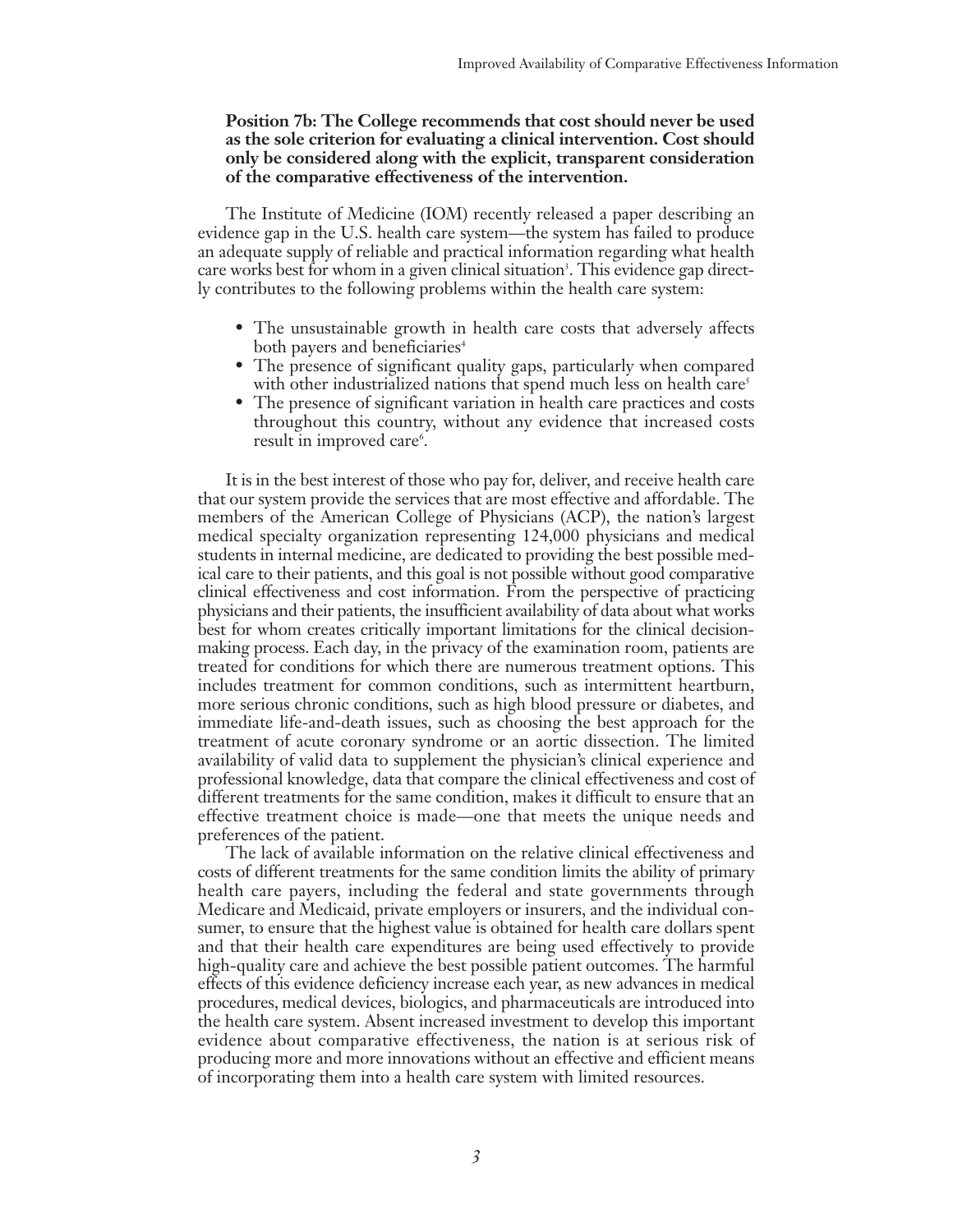**Position 7b: The College recommends that cost should never be used as the sole criterion for evaluating a clinical intervention. Cost should only be considered along with the explicit, transparent consideration of the comparative effectiveness of the intervention.**

The Institute of Medicine (IOM) recently released a paper describing an evidence gap in the U.S. health care system—the system has failed to produce an adequate supply of reliable and practical information regarding what health care works best for whom in a given clinical situation[3]. This evidence gap directly contributes to the following problems within the health care system:

- The unsustainable growth in health care costs that adversely affects both payers and beneficiaries[4]
- The presence of significant quality gaps, particularly when compared with other industrialized nations that spend much less on health care[5]
- The presence of significant variation in health care practices and costs throughout this country, without any evidence that increased costs result in improved care[6].

It is in the best interest of those who pay for, deliver, and receive health care that our system provide the services that are most effective and affordable. The members of the American College of Physicians (ACP), the nation's largest medical specialty organization representing 124,000 physicians and medical students in internal medicine, are dedicated to providing the best possible medical care to their patients, and this goal is not possible without good comparative clinical effectiveness and cost information. From the perspective of practicing physicians and their patients, the insufficient availability of data about what works best for whom creates critically important limitations for the clinical decision-making process. Each day, in the privacy of the examination room, patients are treated for conditions for which there are numerous treatment options. This includes treatment for common conditions, such as intermittent heartburn, more serious chronic conditions, such as high blood pressure or diabetes, and immediate life-and-death issues, such as choosing the best approach for the treatment of acute coronary syndrome or an aortic dissection. The limited availability of valid data to supplement the physician's clinical experience and professional knowledge, data that compare the clinical effectiveness and cost of different treatments for the same condition, makes it difficult to ensure that an effective treatment choice is made—one that meets the unique needs and preferences of the patient.

The lack of available information on the relative clinical effectiveness and costs of different treatments for the same condition limits the ability of primary health care payers, including the federal and state governments through Medicare and Medicaid, private employers or insurers, and the individual consumer, to ensure that the highest value is obtained for health care dollars spent and that their health care expenditures are being used effectively to provide high-quality care and achieve the best possible patient outcomes. The harmful effects of this evidence deficiency increase each year, as new advances in medical procedures, medical devices, biologics, and pharmaceuticals are introduced into the health care system. Absent increased investment to develop this important evidence about comparative effectiveness, the nation is at serious risk of producing more and more innovations without an effective and efficient means of incorporating them into a health care system with limited resources.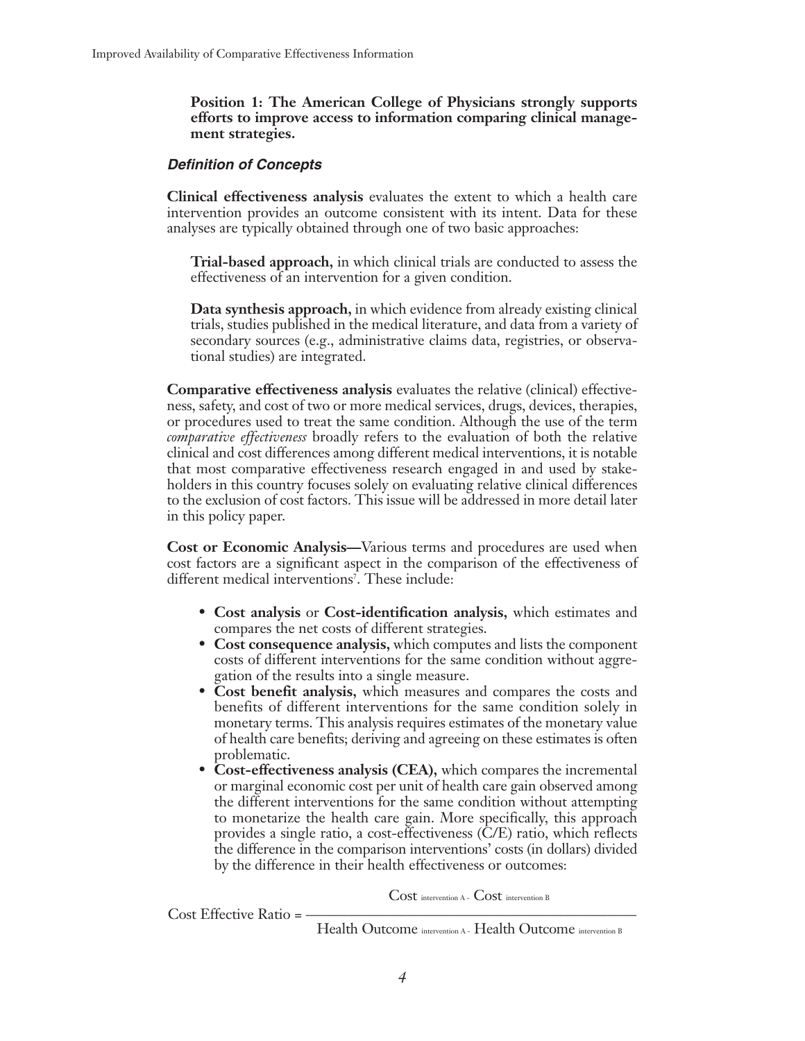**Position 1: The American College of Physicians strongly supports efforts to improve access to information comparing clinical management strategies.**

### *Definition of Concepts*

**Clinical effectiveness analysis** evaluates the extent to which a health care intervention provides an outcome consistent with its intent. Data for these analyses are typically obtained through one of two basic approaches:

**Trial-based approach,** in which clinical trials are conducted to assess the effectiveness of an intervention for a given condition.

**Data synthesis approach,** in which evidence from already existing clinical trials, studies published in the medical literature, and data from a variety of secondary sources (e.g., administrative claims data, registries, or observational studies) are integrated.

**Comparative effectiveness analysis** evaluates the relative (clinical) effectiveness, safety, and cost of two or more medical services, drugs, devices, therapies, or procedures used to treat the same condition. Although the use of the term *comparative effectiveness* broadly refers to the evaluation of both the relative clinical and cost differences among different medical interventions, it is notable that most comparative effectiveness research engaged in and used by stakeholders in this country focuses solely on evaluating relative clinical differences to the exclusion of cost factors. This issue will be addressed in more detail later in this policy paper.

**Cost or Economic Analysis—**Various terms and procedures are used when cost factors are a significant aspect in the comparison of the effectiveness of different medical interventions[7]. These include:

- **Cost analysis** or **Cost-identification analysis,** which estimates and compares the net costs of different strategies.
- **Cost consequence analysis,** which computes and lists the component costs of different interventions for the same condition without aggregation of the results into a single measure.
- **Cost benefit analysis,** which measures and compares the costs and benefits of different interventions for the same condition solely in monetary terms. This analysis requires estimates of the monetary value of health care benefits; deriving and agreeing on these estimates is often problematic.
- **Cost-effectiveness analysis (CEA),** which compares the incremental or marginal economic cost per unit of health care gain observed among the different interventions for the same condition without attempting to monetarize the health care gain. More specifically, this approach provides a single ratio, a cost-effectiveness (C/E) ratio, which reflects the difference in the comparison interventions' costs (in dollars) divided by the difference in their health effectiveness or outcomes:

$$\text{Cost Effective Ratio} = \frac{\text{Cost}_{\text{intervention A}} - \text{Cost}_{\text{intervention B}}}{\text{Health Outcome}_{\text{intervention A}} - \text{Health Outcome}_{\text{intervention B}}}$$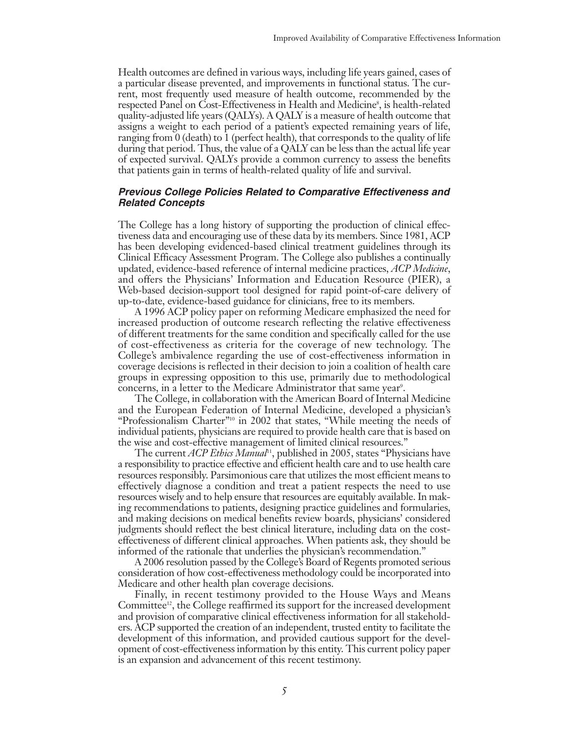Health outcomes are defined in various ways, including life years gained, cases of a particular disease prevented, and improvements in functional status. The current, most frequently used measure of health outcome, recommended by the respected Panel on Cost-Effectiveness in Health and Medicine[8], is health-related quality-adjusted life years (QALYs). A QALY is a measure of health outcome that assigns a weight to each period of a patient's expected remaining years of life, ranging from 0 (death) to 1 (perfect health), that corresponds to the quality of life during that period. Thus, the value of a QALY can be less than the actual life year of expected survival. QALYs provide a common currency to assess the benefits that patients gain in terms of health-related quality of life and survival.

### *Previous College Policies Related to Comparative Effectiveness and Related Concepts*

The College has a long history of supporting the production of clinical effectiveness data and encouraging use of these data by its members. Since 1981, ACP has been developing evidenced-based clinical treatment guidelines through its Clinical Efficacy Assessment Program. The College also publishes a continually updated, evidence-based reference of internal medicine practices, *ACP Medicine*, and offers the Physicians' Information and Education Resource (PIER), a Web-based decision-support tool designed for rapid point-of-care delivery of up-to-date, evidence-based guidance for clinicians, free to its members.

A 1996 ACP policy paper on reforming Medicare emphasized the need for increased production of outcome research reflecting the relative effectiveness of different treatments for the same condition and specifically called for the use of cost-effectiveness as criteria for the coverage of new technology. The College's ambivalence regarding the use of cost-effectiveness information in coverage decisions is reflected in their decision to join a coalition of health care groups in expressing opposition to this use, primarily due to methodological concerns, in a letter to the Medicare Administrator that same year[9].

The College, in collaboration with the American Board of Internal Medicine and the European Federation of Internal Medicine, developed a physician's "Professionalism Charter"[10] in 2002 that states, "While meeting the needs of individual patients, physicians are required to provide health care that is based on the wise and cost-effective management of limited clinical resources."

The current *ACP Ethics Manual*[11], published in 2005, states "Physicians have a responsibility to practice effective and efficient health care and to use health care resources responsibly. Parsimonious care that utilizes the most efficient means to effectively diagnose a condition and treat a patient respects the need to use resources wisely and to help ensure that resources are equitably available. In making recommendations to patients, designing practice guidelines and formularies, and making decisions on medical benefits review boards, physicians' considered judgments should reflect the best clinical literature, including data on the cost-effectiveness of different clinical approaches. When patients ask, they should be informed of the rationale that underlies the physician's recommendation."

A 2006 resolution passed by the College's Board of Regents promoted serious consideration of how cost-effectiveness methodology could be incorporated into Medicare and other health plan coverage decisions.

Finally, in recent testimony provided to the House Ways and Means Committee[12], the College reaffirmed its support for the increased development and provision of comparative clinical effectiveness information for all stakeholders. ACP supported the creation of an independent, trusted entity to facilitate the development of this information, and provided cautious support for the development of cost-effectiveness information by this entity. This current policy paper is an expansion and advancement of this recent testimony.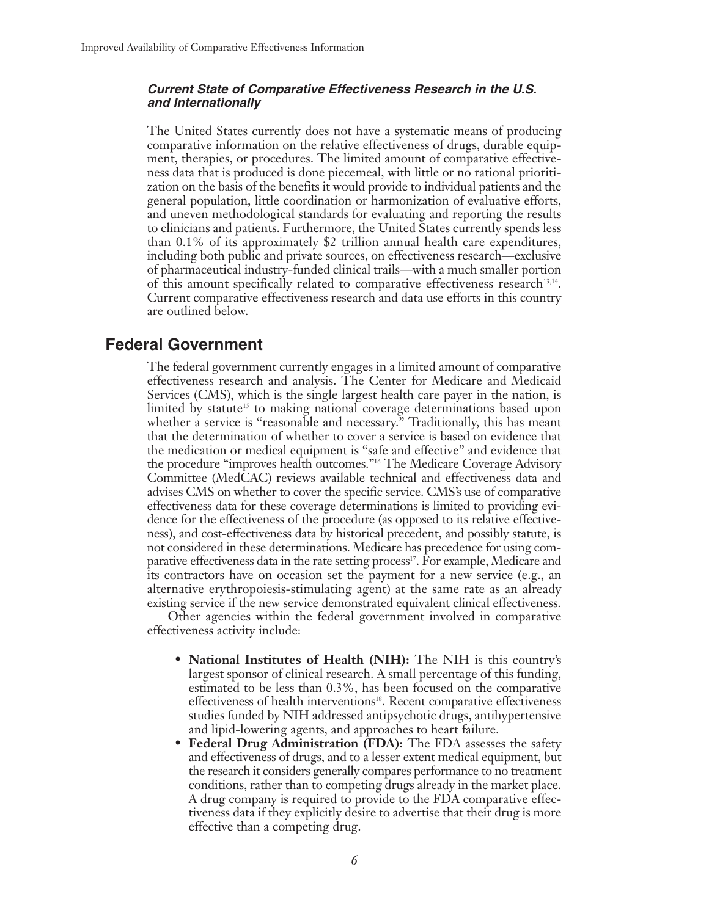### *Current State of Comparative Effectiveness Research in the U.S. and Internationally*

The United States currently does not have a systematic means of producing comparative information on the relative effectiveness of drugs, durable equipment, therapies, or procedures. The limited amount of comparative effectiveness data that is produced is done piecemeal, with little or no rational prioritization on the basis of the benefits it would provide to individual patients and the general population, little coordination or harmonization of evaluative efforts, and uneven methodological standards for evaluating and reporting the results to clinicians and patients. Furthermore, the United States currently spends less than 0.1% of its approximately $2 trillion annual health care expenditures, including both public and private sources, on effectiveness research—exclusive of pharmaceutical industry-funded clinical trails—with a much smaller portion of this amount specifically related to comparative effectiveness research[13,14]. Current comparative effectiveness research and data use efforts in this country are outlined below.

## Federal Government

The federal government currently engages in a limited amount of comparative effectiveness research and analysis. The Center for Medicare and Medicaid Services (CMS), which is the single largest health care payer in the nation, is limited by statute[15] to making national coverage determinations based upon whether a service is "reasonable and necessary." Traditionally, this has meant that the determination of whether to cover a service is based on evidence that the medication or medical equipment is "safe and effective" and evidence that the procedure "improves health outcomes."[16] The Medicare Coverage Advisory Committee (MedCAC) reviews available technical and effectiveness data and advises CMS on whether to cover the specific service. CMS's use of comparative effectiveness data for these coverage determinations is limited to providing evidence for the effectiveness of the procedure (as opposed to its relative effectiveness), and cost-effectiveness data by historical precedent, and possibly statute, is not considered in these determinations. Medicare has precedence for using comparative effectiveness data in the rate setting process[17]. For example, Medicare and its contractors have on occasion set the payment for a new service (e.g., an alternative erythropoiesis-stimulating agent) at the same rate as an already existing service if the new service demonstrated equivalent clinical effectiveness.

Other agencies within the federal government involved in comparative effectiveness activity include:

- **National Institutes of Health (NIH):** The NIH is this country's largest sponsor of clinical research. A small percentage of this funding, estimated to be less than 0.3%, has been focused on the comparative effectiveness of health interventions[18]. Recent comparative effectiveness studies funded by NIH addressed antipsychotic drugs, antihypertensive and lipid-lowering agents, and approaches to heart failure.
- **Federal Drug Administration (FDA):** The FDA assesses the safety and effectiveness of drugs, and to a lesser extent medical equipment, but the research it considers generally compares performance to no treatment conditions, rather than to competing drugs already in the market place. A drug company is required to provide to the FDA comparative effectiveness data if they explicitly desire to advertise that their drug is more effective than a competing drug.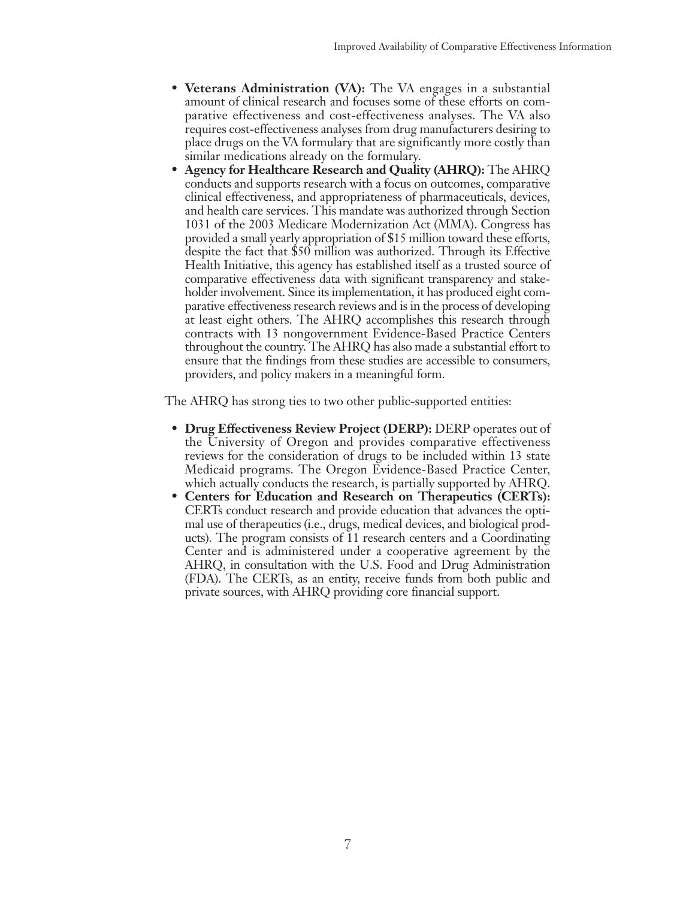- **Veterans Administration (VA):** The VA engages in a substantial amount of clinical research and focuses some of these efforts on comparative effectiveness and cost-effectiveness analyses. The VA also requires cost-effectiveness analyses from drug manufacturers desiring to place drugs on the VA formulary that are significantly more costly than similar medications already on the formulary.
- **Agency for Healthcare Research and Quality (AHRQ):** The AHRQ conducts and supports research with a focus on outcomes, comparative clinical effectiveness, and appropriateness of pharmaceuticals, devices, and health care services. This mandate was authorized through Section 1031 of the 2003 Medicare Modernization Act (MMA). Congress has provided a small yearly appropriation of $15 million toward these efforts, despite the fact that $50 million was authorized. Through its Effective Health Initiative, this agency has established itself as a trusted source of comparative effectiveness data with significant transparency and stakeholder involvement. Since its implementation, it has produced eight comparative effectiveness research reviews and is in the process of developing at least eight others. The AHRQ accomplishes this research through contracts with 13 nongovernment Evidence-Based Practice Centers throughout the country. The AHRQ has also made a substantial effort to ensure that the findings from these studies are accessible to consumers, providers, and policy makers in a meaningful form.

The AHRQ has strong ties to two other public-supported entities:

- **Drug Effectiveness Review Project (DERP):** DERP operates out of the University of Oregon and provides comparative effectiveness reviews for the consideration of drugs to be included within 13 state Medicaid programs. The Oregon Evidence-Based Practice Center, which actually conducts the research, is partially supported by AHRQ.
- **Centers for Education and Research on Therapeutics (CERTs):** CERTs conduct research and provide education that advances the optimal use of therapeutics (i.e., drugs, medical devices, and biological products). The program consists of 11 research centers and a Coordinating Center and is administered under a cooperative agreement by the AHRQ, in consultation with the U.S. Food and Drug Administration (FDA). The CERTs, as an entity, receive funds from both public and private sources, with AHRQ providing core financial support.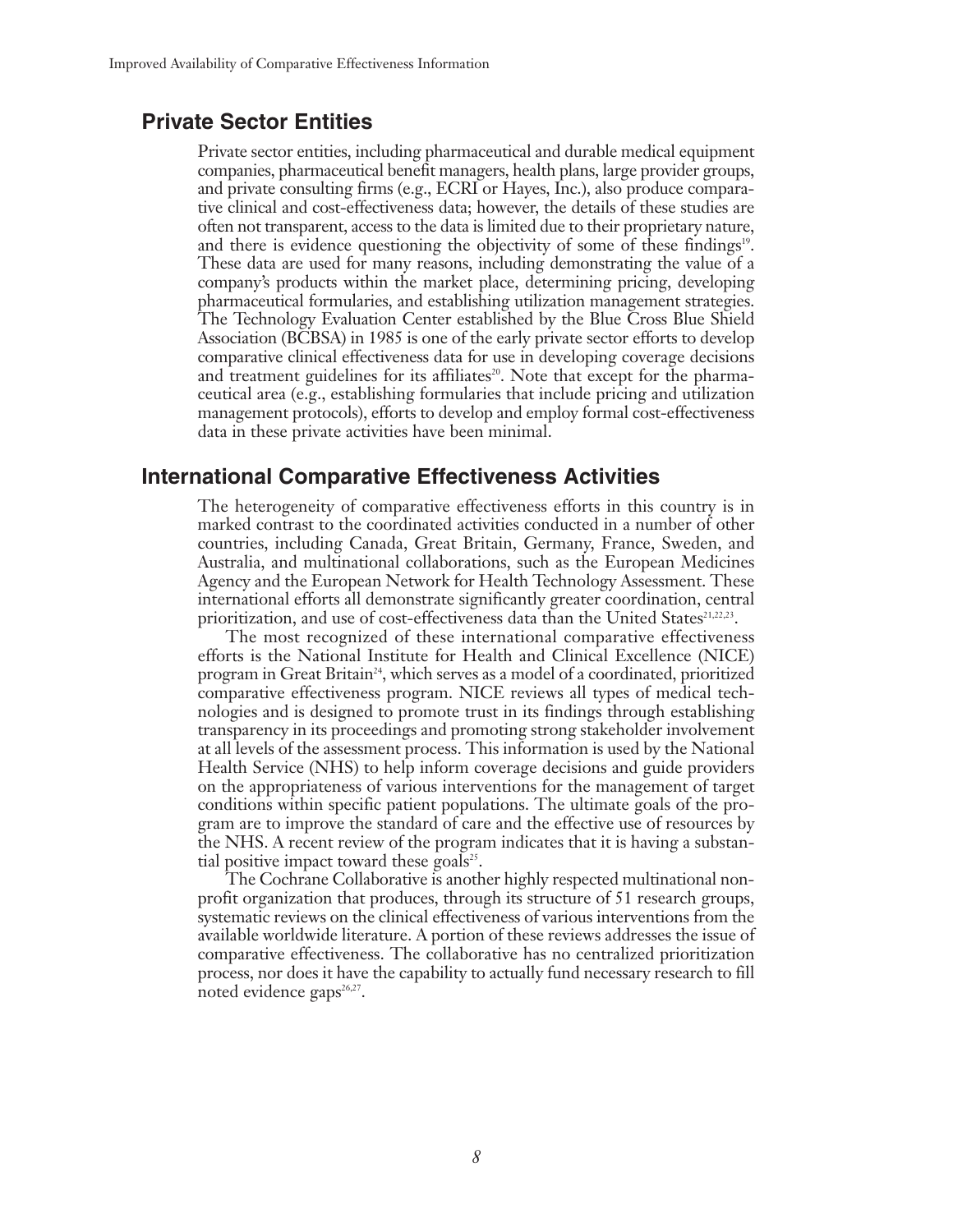## Private Sector Entities

Private sector entities, including pharmaceutical and durable medical equipment companies, pharmaceutical benefit managers, health plans, large provider groups, and private consulting firms (e.g., ECRI or Hayes, Inc.), also produce comparative clinical and cost-effectiveness data; however, the details of these studies are often not transparent, access to the data is limited due to their proprietary nature, and there is evidence questioning the objectivity of some of these findings[19]. These data are used for many reasons, including demonstrating the value of a company's products within the market place, determining pricing, developing pharmaceutical formularies, and establishing utilization management strategies. The Technology Evaluation Center established by the Blue Cross Blue Shield Association (BCBSA) in 1985 is one of the early private sector efforts to develop comparative clinical effectiveness data for use in developing coverage decisions and treatment guidelines for its affiliates[20]. Note that except for the pharmaceutical area (e.g., establishing formularies that include pricing and utilization management protocols), efforts to develop and employ formal cost-effectiveness data in these private activities have been minimal.

## International Comparative Effectiveness Activities

The heterogeneity of comparative effectiveness efforts in this country is in marked contrast to the coordinated activities conducted in a number of other countries, including Canada, Great Britain, Germany, France, Sweden, and Australia, and multinational collaborations, such as the European Medicines Agency and the European Network for Health Technology Assessment. These international efforts all demonstrate significantly greater coordination, central prioritization, and use of cost-effectiveness data than the United States[21,22,23].

The most recognized of these international comparative effectiveness efforts is the National Institute for Health and Clinical Excellence (NICE) program in Great Britain[24], which serves as a model of a coordinated, prioritized comparative effectiveness program. NICE reviews all types of medical technologies and is designed to promote trust in its findings through establishing transparency in its proceedings and promoting strong stakeholder involvement at all levels of the assessment process. This information is used by the National Health Service (NHS) to help inform coverage decisions and guide providers on the appropriateness of various interventions for the management of target conditions within specific patient populations. The ultimate goals of the program are to improve the standard of care and the effective use of resources by the NHS. A recent review of the program indicates that it is having a substantial positive impact toward these goals[25].

The Cochrane Collaborative is another highly respected multinational nonprofit organization that produces, through its structure of 51 research groups, systematic reviews on the clinical effectiveness of various interventions from the available worldwide literature. A portion of these reviews addresses the issue of comparative effectiveness. The collaborative has no centralized prioritization process, nor does it have the capability to actually fund necessary research to fill noted evidence gaps[26,27].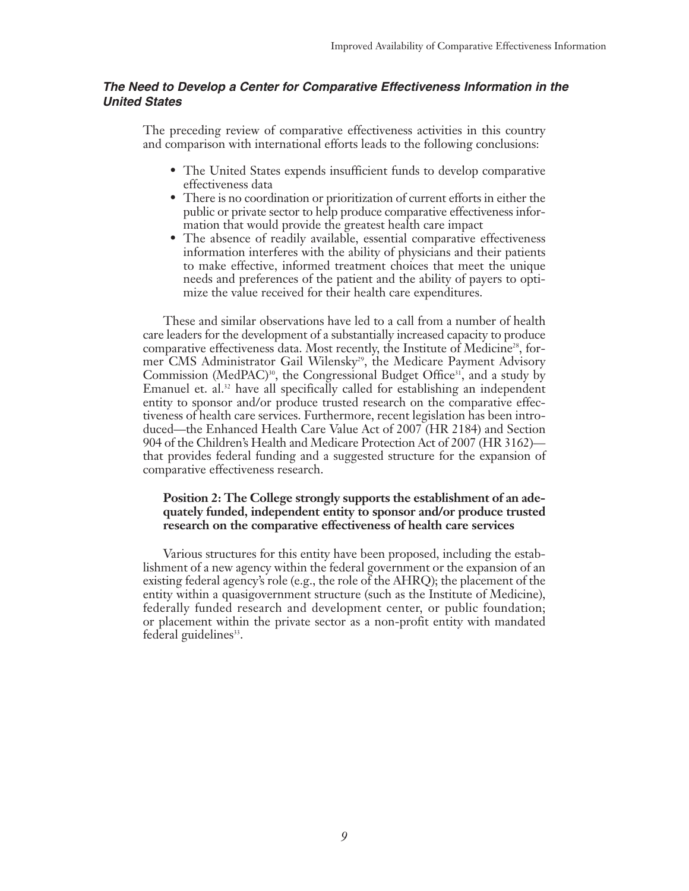### *The Need to Develop a Center for Comparative Effectiveness Information in the United States*

The preceding review of comparative effectiveness activities in this country and comparison with international efforts leads to the following conclusions:

- The United States expends insufficient funds to develop comparative effectiveness data
- There is no coordination or prioritization of current efforts in either the public or private sector to help produce comparative effectiveness information that would provide the greatest health care impact
- The absence of readily available, essential comparative effectiveness information interferes with the ability of physicians and their patients to make effective, informed treatment choices that meet the unique needs and preferences of the patient and the ability of payers to optimize the value received for their health care expenditures.

These and similar observations have led to a call from a number of health care leaders for the development of a substantially increased capacity to produce comparative effectiveness data. Most recently, the Institute of Medicine[28], former CMS Administrator Gail Wilensky[29], the Medicare Payment Advisory Commission (MedPAC)[30], the Congressional Budget Office[31], and a study by Emanuel et. al.[32] have all specifically called for establishing an independent entity to sponsor and/or produce trusted research on the comparative effectiveness of health care services. Furthermore, recent legislation has been introduced—the Enhanced Health Care Value Act of 2007 (HR 2184) and Section 904 of the Children's Health and Medicare Protection Act of 2007 (HR 3162)—that provides federal funding and a suggested structure for the expansion of comparative effectiveness research.

**Position 2: The College strongly supports the establishment of an adequately funded, independent entity to sponsor and/or produce trusted research on the comparative effectiveness of health care services**

Various structures for this entity have been proposed, including the establishment of a new agency within the federal government or the expansion of an existing federal agency's role (e.g., the role of the AHRQ); the placement of the entity within a quasigovernment structure (such as the Institute of Medicine), federally funded research and development center, or public foundation; or placement within the private sector as a non-profit entity with mandated federal guidelines[33].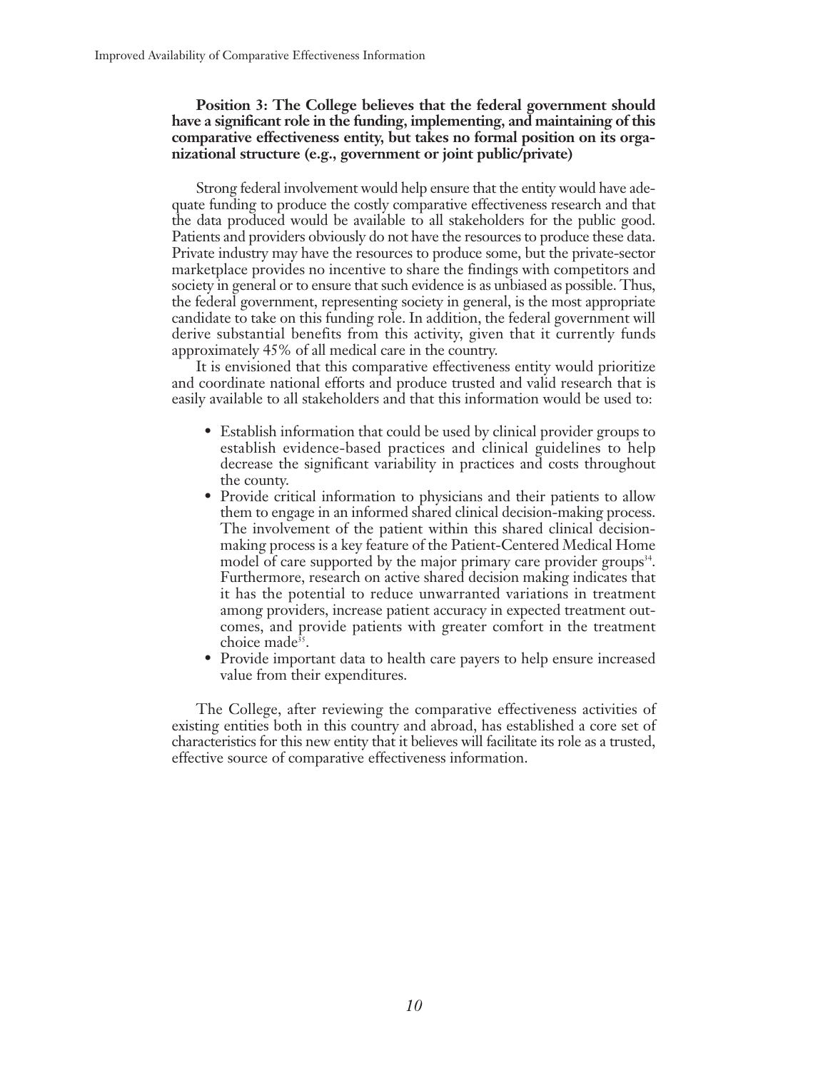**Position 3: The College believes that the federal government should have a significant role in the funding, implementing, and maintaining of this comparative effectiveness entity, but takes no formal position on its organizational structure (e.g., government or joint public/private)**

Strong federal involvement would help ensure that the entity would have adequate funding to produce the costly comparative effectiveness research and that the data produced would be available to all stakeholders for the public good. Patients and providers obviously do not have the resources to produce these data. Private industry may have the resources to produce some, but the private-sector marketplace provides no incentive to share the findings with competitors and society in general or to ensure that such evidence is as unbiased as possible. Thus, the federal government, representing society in general, is the most appropriate candidate to take on this funding role. In addition, the federal government will derive substantial benefits from this activity, given that it currently funds approximately 45% of all medical care in the country.

It is envisioned that this comparative effectiveness entity would prioritize and coordinate national efforts and produce trusted and valid research that is easily available to all stakeholders and that this information would be used to:

- Establish information that could be used by clinical provider groups to establish evidence-based practices and clinical guidelines to help decrease the significant variability in practices and costs throughout the county.
- Provide critical information to physicians and their patients to allow them to engage in an informed shared clinical decision-making process. The involvement of the patient within this shared clinical decision-making process is a key feature of the Patient-Centered Medical Home model of care supported by the major primary care provider groups[34]. Furthermore, research on active shared decision making indicates that it has the potential to reduce unwarranted variations in treatment among providers, increase patient accuracy in expected treatment outcomes, and provide patients with greater comfort in the treatment choice made[35].
- Provide important data to health care payers to help ensure increased value from their expenditures.

The College, after reviewing the comparative effectiveness activities of existing entities both in this country and abroad, has established a core set of characteristics for this new entity that it believes will facilitate its role as a trusted, effective source of comparative effectiveness information.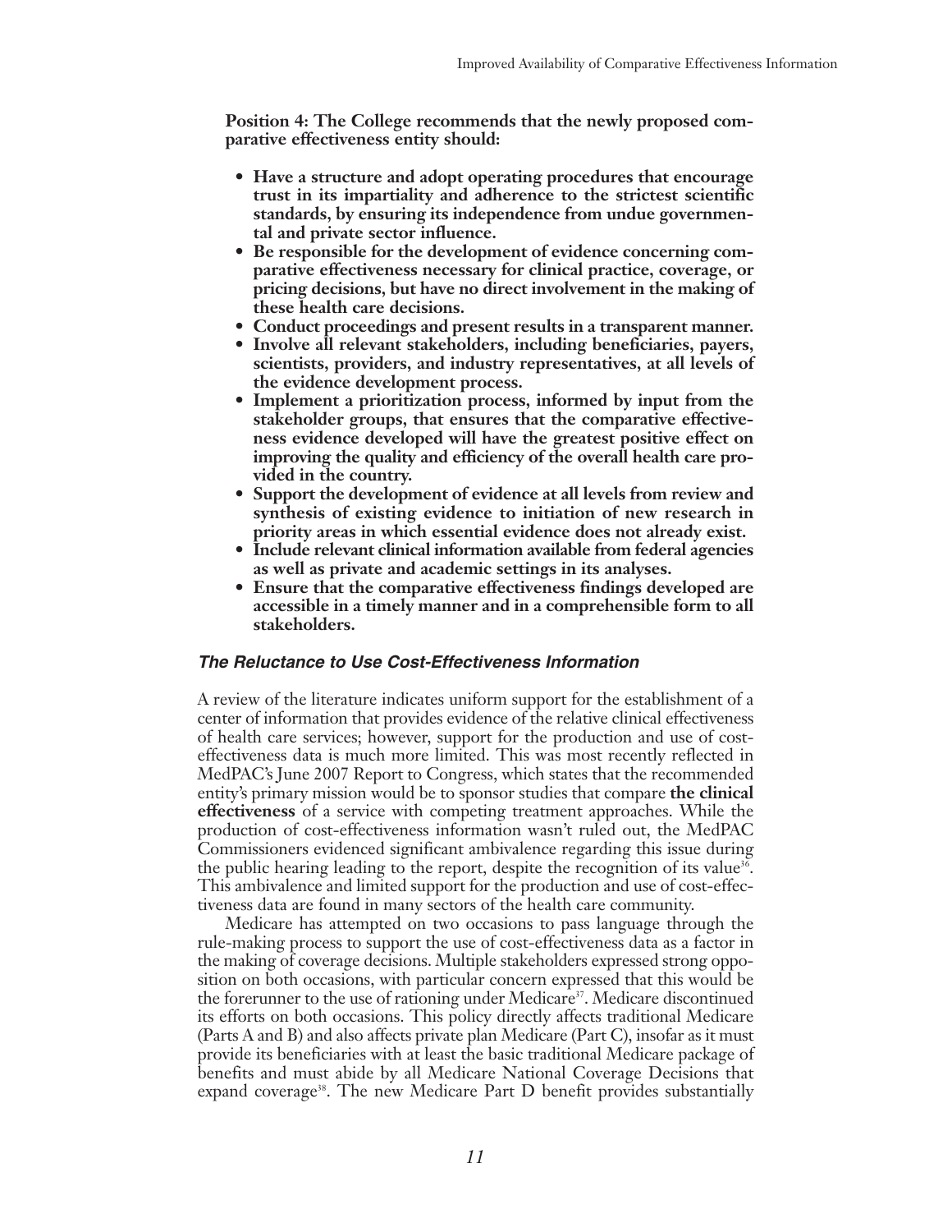**Position 4: The College recommends that the newly proposed comparative effectiveness entity should:**

- **Have a structure and adopt operating procedures that encourage trust in its impartiality and adherence to the strictest scientific standards, by ensuring its independence from undue governmental and private sector influence.**
- **Be responsible for the development of evidence concerning comparative effectiveness necessary for clinical practice, coverage, or pricing decisions, but have no direct involvement in the making of these health care decisions.**
- **Conduct proceedings and present results in a transparent manner.**
- **Involve all relevant stakeholders, including beneficiaries, payers, scientists, providers, and industry representatives, at all levels of the evidence development process.**
- **Implement a prioritization process, informed by input from the stakeholder groups, that ensures that the comparative effectiveness evidence developed will have the greatest positive effect on improving the quality and efficiency of the overall health care provided in the country.**
- **Support the development of evidence at all levels from review and synthesis of existing evidence to initiation of new research in priority areas in which essential evidence does not already exist.**
- **Include relevant clinical information available from federal agencies as well as private and academic settings in its analyses.**
- **Ensure that the comparative effectiveness findings developed are accessible in a timely manner and in a comprehensible form to all stakeholders.**

### *The Reluctance to Use Cost-Effectiveness Information*

A review of the literature indicates uniform support for the establishment of a center of information that provides evidence of the relative clinical effectiveness of health care services; however, support for the production and use of cost-effectiveness data is much more limited. This was most recently reflected in MedPAC's June 2007 Report to Congress, which states that the recommended entity's primary mission would be to sponsor studies that compare **the clinical effectiveness** of a service with competing treatment approaches. While the production of cost-effectiveness information wasn't ruled out, the MedPAC Commissioners evidenced significant ambivalence regarding this issue during the public hearing leading to the report, despite the recognition of its value[36]. This ambivalence and limited support for the production and use of cost-effectiveness data are found in many sectors of the health care community.

Medicare has attempted on two occasions to pass language through the rule-making process to support the use of cost-effectiveness data as a factor in the making of coverage decisions. Multiple stakeholders expressed strong opposition on both occasions, with particular concern expressed that this would be the forerunner to the use of rationing under Medicare[37]. Medicare discontinued its efforts on both occasions. This policy directly affects traditional Medicare (Parts A and B) and also affects private plan Medicare (Part C), insofar as it must provide its beneficiaries with at least the basic traditional Medicare package of benefits and must abide by all Medicare National Coverage Decisions that expand coverage[38]. The new Medicare Part D benefit provides substantially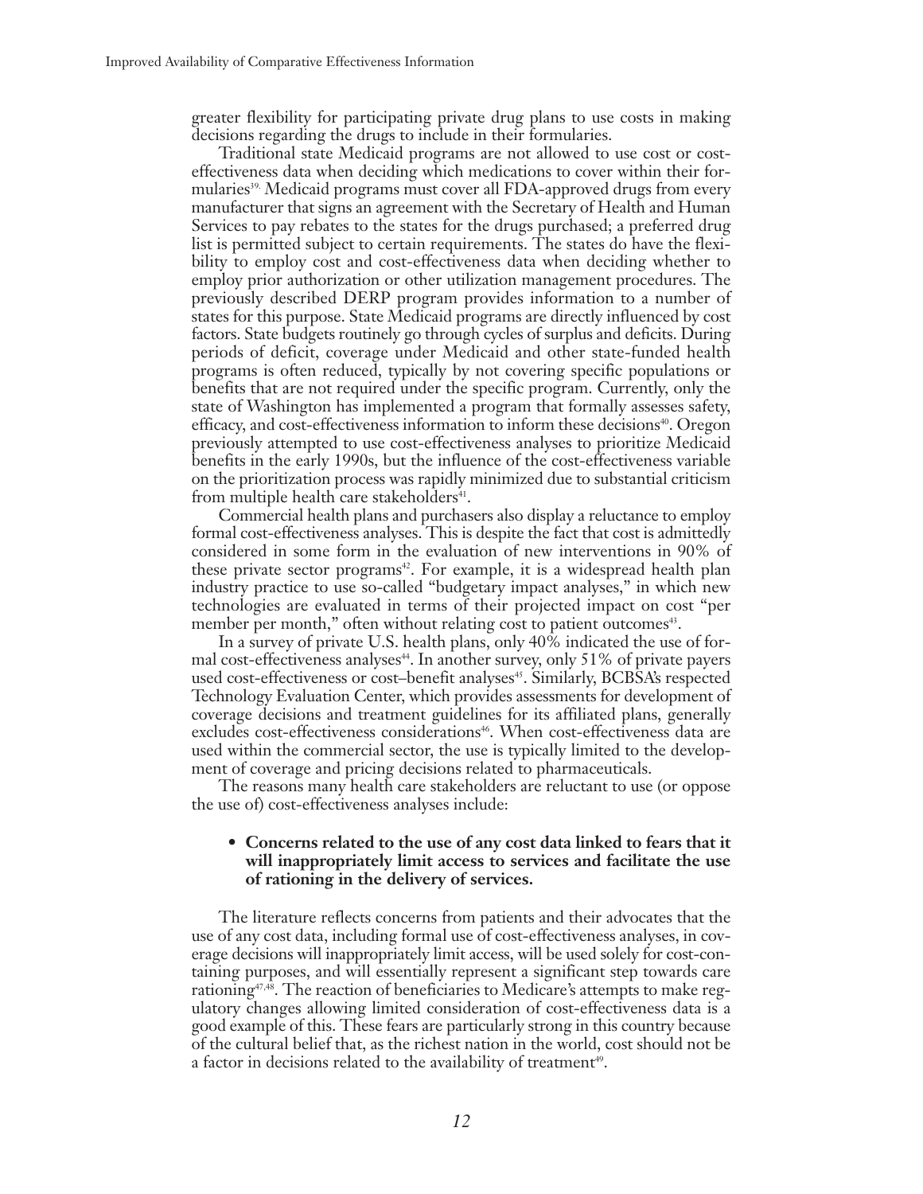greater flexibility for participating private drug plans to use costs in making decisions regarding the drugs to include in their formularies.

Traditional state Medicaid programs are not allowed to use cost or cost-effectiveness data when deciding which medications to cover within their formularies[39]. Medicaid programs must cover all FDA-approved drugs from every manufacturer that signs an agreement with the Secretary of Health and Human Services to pay rebates to the states for the drugs purchased; a preferred drug list is permitted subject to certain requirements. The states do have the flexibility to employ cost and cost-effectiveness data when deciding whether to employ prior authorization or other utilization management procedures. The previously described DERP program provides information to a number of states for this purpose. State Medicaid programs are directly influenced by cost factors. State budgets routinely go through cycles of surplus and deficits. During periods of deficit, coverage under Medicaid and other state-funded health programs is often reduced, typically by not covering specific populations or benefits that are not required under the specific program. Currently, only the state of Washington has implemented a program that formally assesses safety, efficacy, and cost-effectiveness information to inform these decisions[40]. Oregon previously attempted to use cost-effectiveness analyses to prioritize Medicaid benefits in the early 1990s, but the influence of the cost-effectiveness variable on the prioritization process was rapidly minimized due to substantial criticism from multiple health care stakeholders[41].

Commercial health plans and purchasers also display a reluctance to employ formal cost-effectiveness analyses. This is despite the fact that cost is admittedly considered in some form in the evaluation of new interventions in 90% of these private sector programs[42]. For example, it is a widespread health plan industry practice to use so-called "budgetary impact analyses," in which new technologies are evaluated in terms of their projected impact on cost "per member per month," often without relating cost to patient outcomes[43].

In a survey of private U.S. health plans, only 40% indicated the use of formal cost-effectiveness analyses[44]. In another survey, only 51% of private payers used cost-effectiveness or cost–benefit analyses[45]. Similarly, BCBSA's respected Technology Evaluation Center, which provides assessments for development of coverage decisions and treatment guidelines for its affiliated plans, generally excludes cost-effectiveness considerations[46]. When cost-effectiveness data are used within the commercial sector, the use is typically limited to the development of coverage and pricing decisions related to pharmaceuticals.

The reasons many health care stakeholders are reluctant to use (or oppose the use of) cost-effectiveness analyses include:

- **Concerns related to the use of any cost data linked to fears that it will inappropriately limit access to services and facilitate the use of rationing in the delivery of services.**

The literature reflects concerns from patients and their advocates that the use of any cost data, including formal use of cost-effectiveness analyses, in coverage decisions will inappropriately limit access, will be used solely for cost-containing purposes, and will essentially represent a significant step towards care rationing[47,48]. The reaction of beneficiaries to Medicare's attempts to make regulatory changes allowing limited consideration of cost-effectiveness data is a good example of this. These fears are particularly strong in this country because of the cultural belief that, as the richest nation in the world, cost should not be a factor in decisions related to the availability of treatment[49].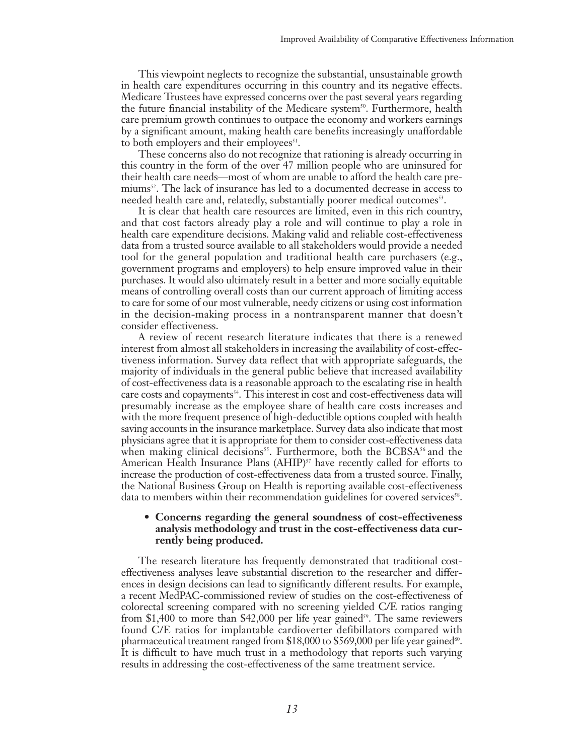This viewpoint neglects to recognize the substantial, unsustainable growth in health care expenditures occurring in this country and its negative effects. Medicare Trustees have expressed concerns over the past several years regarding the future financial instability of the Medicare system[50]. Furthermore, health care premium growth continues to outpace the economy and workers earnings by a significant amount, making health care benefits increasingly unaffordable to both employers and their employees[51].

These concerns also do not recognize that rationing is already occurring in this country in the form of the over 47 million people who are uninsured for their health care needs—most of whom are unable to afford the health care premiums[52]. The lack of insurance has led to a documented decrease in access to needed health care and, relatedly, substantially poorer medical outcomes[53].

It is clear that health care resources are limited, even in this rich country, and that cost factors already play a role and will continue to play a role in health care expenditure decisions. Making valid and reliable cost-effectiveness data from a trusted source available to all stakeholders would provide a needed tool for the general population and traditional health care purchasers (e.g., government programs and employers) to help ensure improved value in their purchases. It would also ultimately result in a better and more socially equitable means of controlling overall costs than our current approach of limiting access to care for some of our most vulnerable, needy citizens or using cost information in the decision-making process in a nontransparent manner that doesn't consider effectiveness.

A review of recent research literature indicates that there is a renewed interest from almost all stakeholders in increasing the availability of cost-effectiveness information. Survey data reflect that with appropriate safeguards, the majority of individuals in the general public believe that increased availability of cost-effectiveness data is a reasonable approach to the escalating rise in health care costs and copayments[54]. This interest in cost and cost-effectiveness data will presumably increase as the employee share of health care costs increases and with the more frequent presence of high-deductible options coupled with health saving accounts in the insurance marketplace. Survey data also indicate that most physicians agree that it is appropriate for them to consider cost-effectiveness data when making clinical decisions[55]. Furthermore, both the BCBSA[56] and the American Health Insurance Plans (AHIP)[57] have recently called for efforts to increase the production of cost-effectiveness data from a trusted source. Finally, the National Business Group on Health is reporting available cost-effectiveness data to members within their recommendation guidelines for covered services[58].

- **Concerns regarding the general soundness of cost-effectiveness analysis methodology and trust in the cost-effectiveness data currently being produced.**

The research literature has frequently demonstrated that traditional cost-effectiveness analyses leave substantial discretion to the researcher and differences in design decisions can lead to significantly different results. For example, a recent MedPAC-commissioned review of studies on the cost-effectiveness of colorectal screening compared with no screening yielded C/E ratios ranging from \$1,400 to more than \$42,000 per life year gained[59]. The same reviewers found C/E ratios for implantable cardioverter defibillators compared with pharmaceutical treatment ranged from \$18,000 to \$569,000 per life year gained[60]. It is difficult to have much trust in a methodology that reports such varying results in addressing the cost-effectiveness of the same treatment service.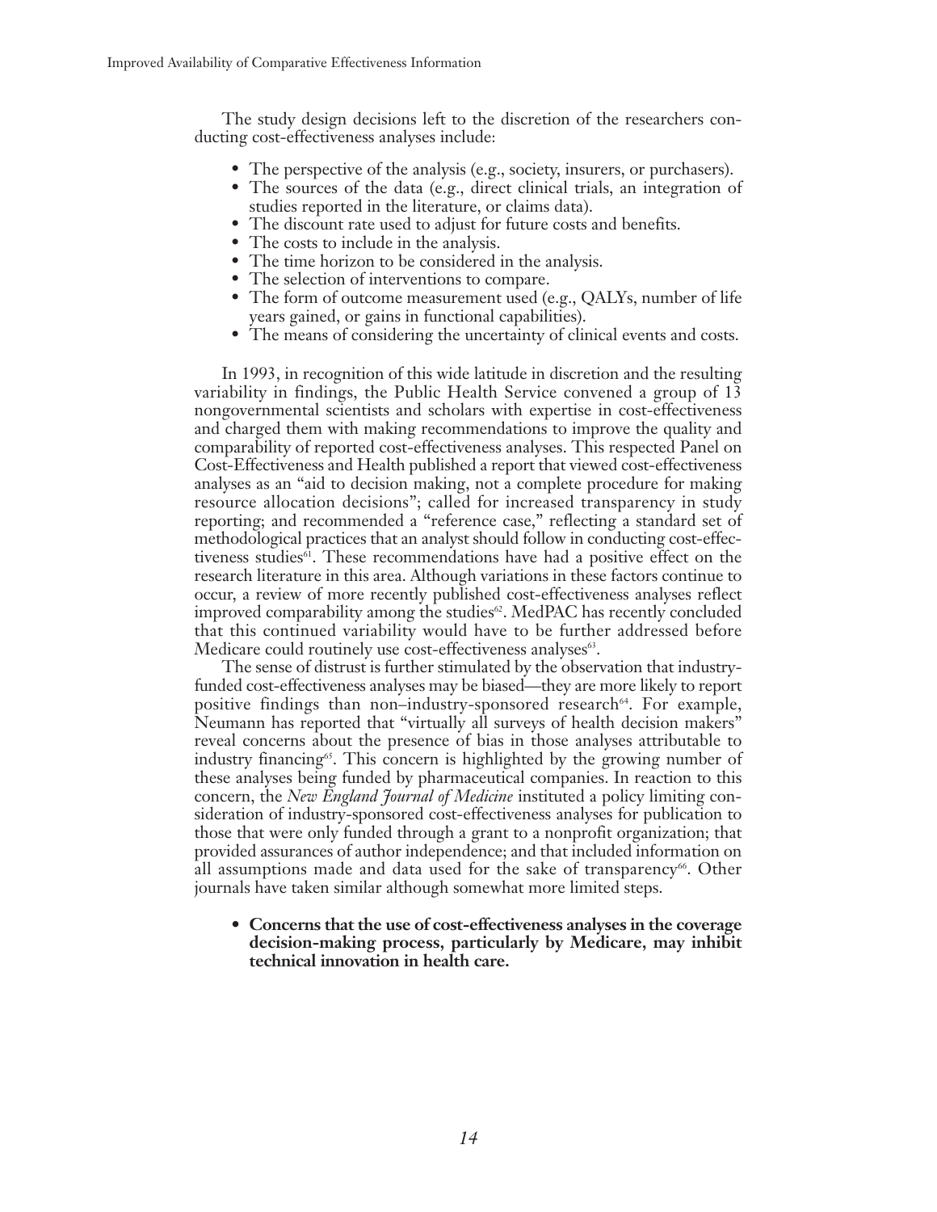The study design decisions left to the discretion of the researchers conducting cost-effectiveness analyses include:

- The perspective of the analysis (e.g., society, insurers, or purchasers).
- The sources of the data (e.g., direct clinical trials, an integration of studies reported in the literature, or claims data).
- The discount rate used to adjust for future costs and benefits.
- The costs to include in the analysis.
- The time horizon to be considered in the analysis.
- The selection of interventions to compare.
- The form of outcome measurement used (e.g., QALYs, number of life years gained, or gains in functional capabilities).
- The means of considering the uncertainty of clinical events and costs.

In 1993, in recognition of this wide latitude in discretion and the resulting variability in findings, the Public Health Service convened a group of 13 nongovernmental scientists and scholars with expertise in cost-effectiveness and charged them with making recommendations to improve the quality and comparability of reported cost-effectiveness analyses. This respected Panel on Cost-Effectiveness and Health published a report that viewed cost-effectiveness analyses as an "aid to decision making, not a complete procedure for making resource allocation decisions"; called for increased transparency in study reporting; and recommended a "reference case," reflecting a standard set of methodological practices that an analyst should follow in conducting cost-effectiveness studies[61]. These recommendations have had a positive effect on the research literature in this area. Although variations in these factors continue to occur, a review of more recently published cost-effectiveness analyses reflect improved comparability among the studies[62]. MedPAC has recently concluded that this continued variability would have to be further addressed before Medicare could routinely use cost-effectiveness analyses[63].

The sense of distrust is further stimulated by the observation that industry-funded cost-effectiveness analyses may be biased—they are more likely to report positive findings than non–industry-sponsored research[64]. For example, Neumann has reported that "virtually all surveys of health decision makers" reveal concerns about the presence of bias in those analyses attributable to industry financing[65]. This concern is highlighted by the growing number of these analyses being funded by pharmaceutical companies. In reaction to this concern, the *New England Journal of Medicine* instituted a policy limiting consideration of industry-sponsored cost-effectiveness analyses for publication to those that were only funded through a grant to a nonprofit organization; that provided assurances of author independence; and that included information on all assumptions made and data used for the sake of transparency[66]. Other journals have taken similar although somewhat more limited steps.

- **Concerns that the use of cost-effectiveness analyses in the coverage decision-making process, particularly by Medicare, may inhibit technical innovation in health care.**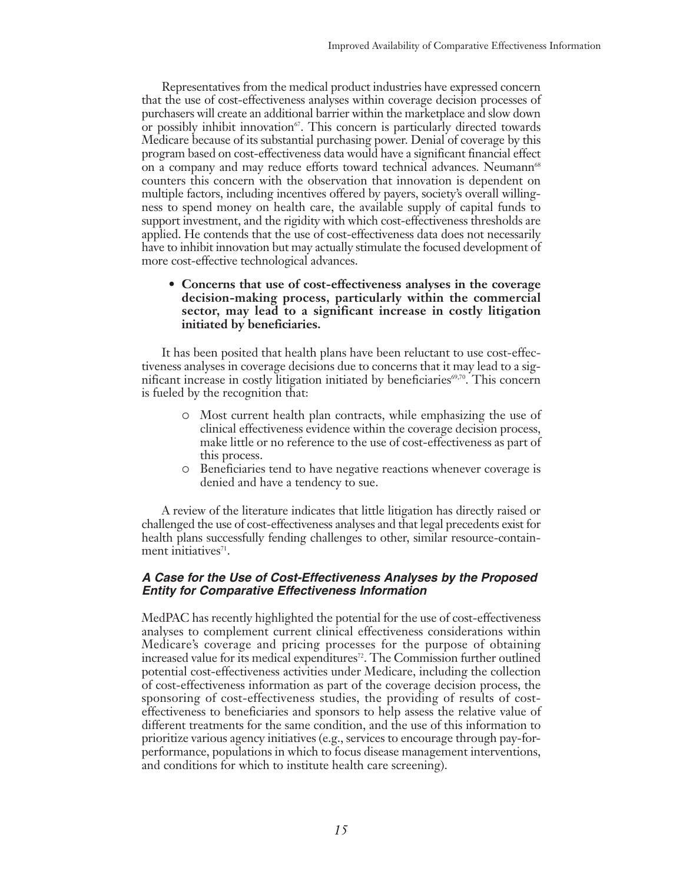Representatives from the medical product industries have expressed concern that the use of cost-effectiveness analyses within coverage decision processes of purchasers will create an additional barrier within the marketplace and slow down or possibly inhibit innovation[67]. This concern is particularly directed towards Medicare because of its substantial purchasing power. Denial of coverage by this program based on cost-effectiveness data would have a significant financial effect on a company and may reduce efforts toward technical advances. Neumann[68] counters this concern with the observation that innovation is dependent on multiple factors, including incentives offered by payers, society's overall willingness to spend money on health care, the available supply of capital funds to support investment, and the rigidity with which cost-effectiveness thresholds are applied. He contends that the use of cost-effectiveness data does not necessarily have to inhibit innovation but may actually stimulate the focused development of more cost-effective technological advances.

- **Concerns that use of cost-effectiveness analyses in the coverage decision-making process, particularly within the commercial sector, may lead to a significant increase in costly litigation initiated by beneficiaries.**

It has been posited that health plans have been reluctant to use cost-effectiveness analyses in coverage decisions due to concerns that it may lead to a significant increase in costly litigation initiated by beneficiaries[69,70]. This concern is fueled by the recognition that:

- Most current health plan contracts, while emphasizing the use of clinical effectiveness evidence within the coverage decision process, make little or no reference to the use of cost-effectiveness as part of this process.
- Beneficiaries tend to have negative reactions whenever coverage is denied and have a tendency to sue.

A review of the literature indicates that little litigation has directly raised or challenged the use of cost-effectiveness analyses and that legal precedents exist for health plans successfully fending challenges to other, similar resource-containment initiatives[71].

### *A Case for the Use of Cost-Effectiveness Analyses by the Proposed Entity for Comparative Effectiveness Information*

MedPAC has recently highlighted the potential for the use of cost-effectiveness analyses to complement current clinical effectiveness considerations within Medicare's coverage and pricing processes for the purpose of obtaining increased value for its medical expenditures[72]. The Commission further outlined potential cost-effectiveness activities under Medicare, including the collection of cost-effectiveness information as part of the coverage decision process, the sponsoring of cost-effectiveness studies, the providing of results of cost-effectiveness to beneficiaries and sponsors to help assess the relative value of different treatments for the same condition, and the use of this information to prioritize various agency initiatives (e.g., services to encourage through pay-for-performance, populations in which to focus disease management interventions, and conditions for which to institute health care screening).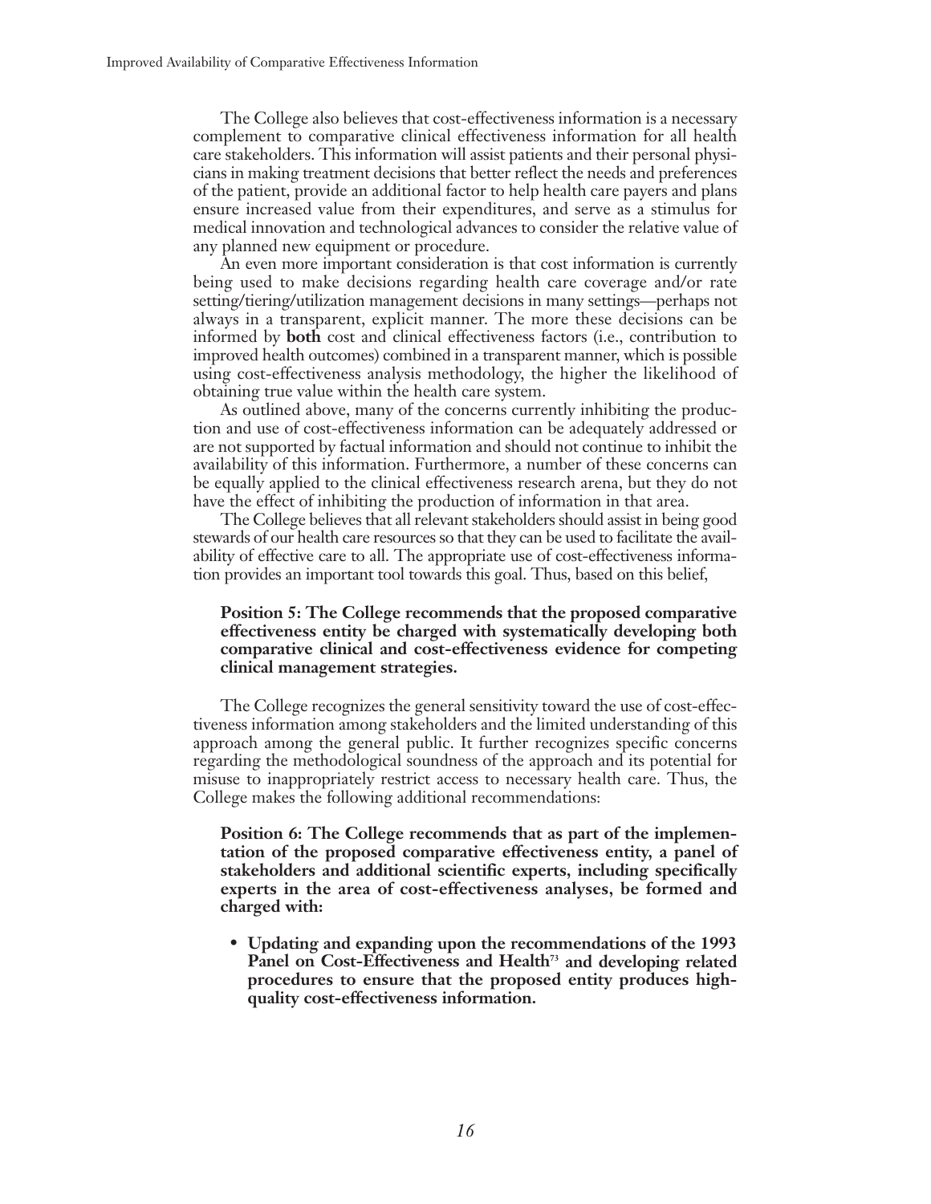The College also believes that cost-effectiveness information is a necessary complement to comparative clinical effectiveness information for all health care stakeholders. This information will assist patients and their personal physicians in making treatment decisions that better reflect the needs and preferences of the patient, provide an additional factor to help health care payers and plans ensure increased value from their expenditures, and serve as a stimulus for medical innovation and technological advances to consider the relative value of any planned new equipment or procedure.

An even more important consideration is that cost information is currently being used to make decisions regarding health care coverage and/or rate setting/tiering/utilization management decisions in many settings—perhaps not always in a transparent, explicit manner. The more these decisions can be informed by **both** cost and clinical effectiveness factors (i.e., contribution to improved health outcomes) combined in a transparent manner, which is possible using cost-effectiveness analysis methodology, the higher the likelihood of obtaining true value within the health care system.

As outlined above, many of the concerns currently inhibiting the production and use of cost-effectiveness information can be adequately addressed or are not supported by factual information and should not continue to inhibit the availability of this information. Furthermore, a number of these concerns can be equally applied to the clinical effectiveness research arena, but they do not have the effect of inhibiting the production of information in that area.

The College believes that all relevant stakeholders should assist in being good stewards of our health care resources so that they can be used to facilitate the availability of effective care to all. The appropriate use of cost-effectiveness information provides an important tool towards this goal. Thus, based on this belief,

**Position 5: The College recommends that the proposed comparative effectiveness entity be charged with systematically developing both comparative clinical and cost-effectiveness evidence for competing clinical management strategies.**

The College recognizes the general sensitivity toward the use of cost-effectiveness information among stakeholders and the limited understanding of this approach among the general public. It further recognizes specific concerns regarding the methodological soundness of the approach and its potential for misuse to inappropriately restrict access to necessary health care. Thus, the College makes the following additional recommendations:

**Position 6: The College recommends that as part of the implementation of the proposed comparative effectiveness entity, a panel of stakeholders and additional scientific experts, including specifically experts in the area of cost-effectiveness analyses, be formed and charged with:**

- **Updating and expanding upon the recommendations of the 1993 Panel on Cost-Effectiveness and Health[73] and developing related procedures to ensure that the proposed entity produces high-quality cost-effectiveness information.**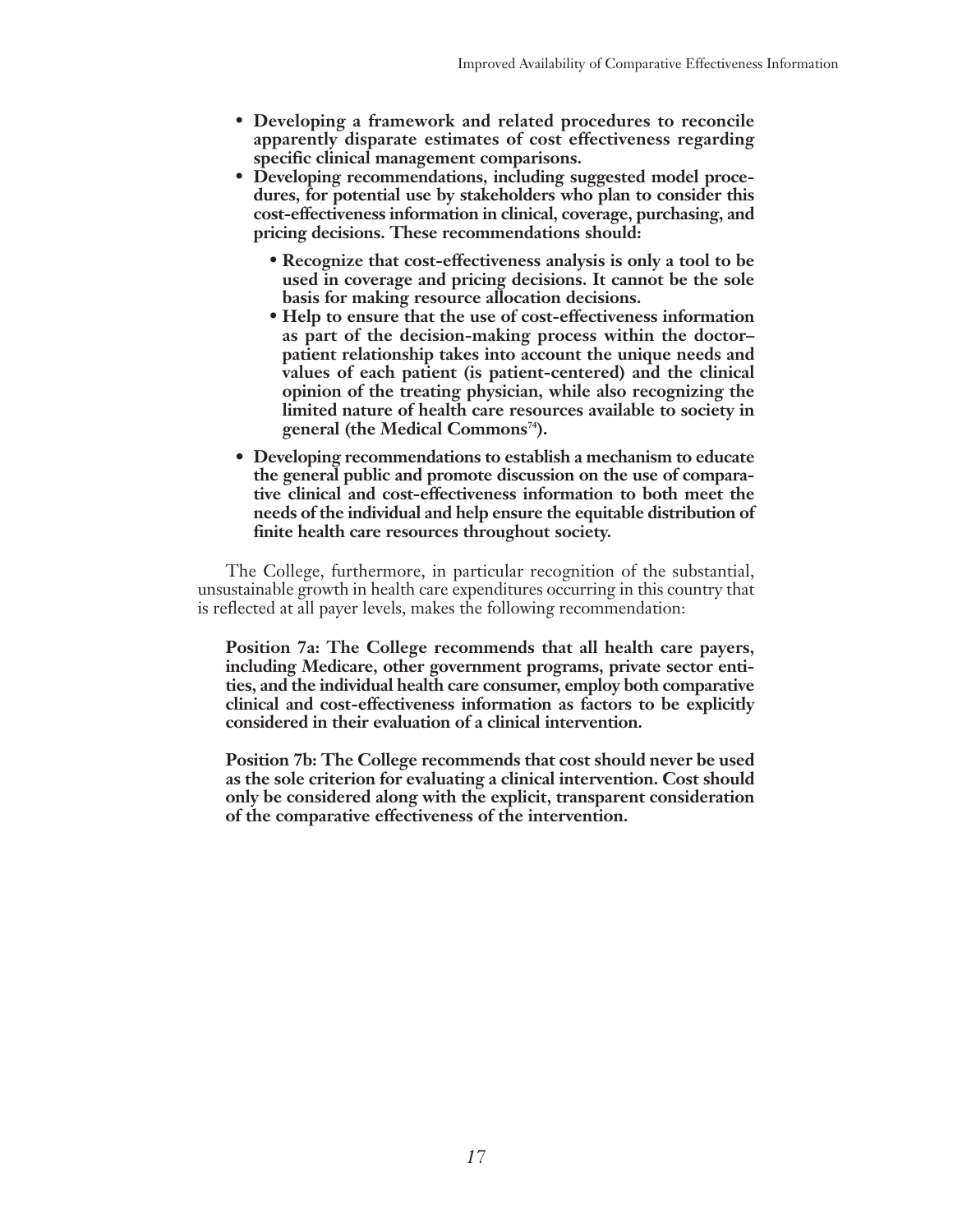- **Developing a framework and related procedures to reconcile apparently disparate estimates of cost effectiveness regarding specific clinical management comparisons.**
- **Developing recommendations, including suggested model procedures, for potential use by stakeholders who plan to consider this cost-effectiveness information in clinical, coverage, purchasing, and pricing decisions. These recommendations should:**
  - **Recognize that cost-effectiveness analysis is only a tool to be used in coverage and pricing decisions. It cannot be the sole basis for making resource allocation decisions.**
  - **Help to ensure that the use of cost-effectiveness information as part of the decision-making process within the doctor–patient relationship takes into account the unique needs and values of each patient (is patient-centered) and the clinical opinion of the treating physician, while also recognizing the limited nature of health care resources available to society in general (the Medical Commons[74]).**
- **Developing recommendations to establish a mechanism to educate the general public and promote discussion on the use of comparative clinical and cost-effectiveness information to both meet the needs of the individual and help ensure the equitable distribution of finite health care resources throughout society.**

The College, furthermore, in particular recognition of the substantial, unsustainable growth in health care expenditures occurring in this country that is reflected at all payer levels, makes the following recommendation:

**Position 7a: The College recommends that all health care payers, including Medicare, other government programs, private sector entities, and the individual health care consumer, employ both comparative clinical and cost-effectiveness information as factors to be explicitly considered in their evaluation of a clinical intervention.**

**Position 7b: The College recommends that cost should never be used as the sole criterion for evaluating a clinical intervention. Cost should only be considered along with the explicit, transparent consideration of the comparative effectiveness of the intervention.**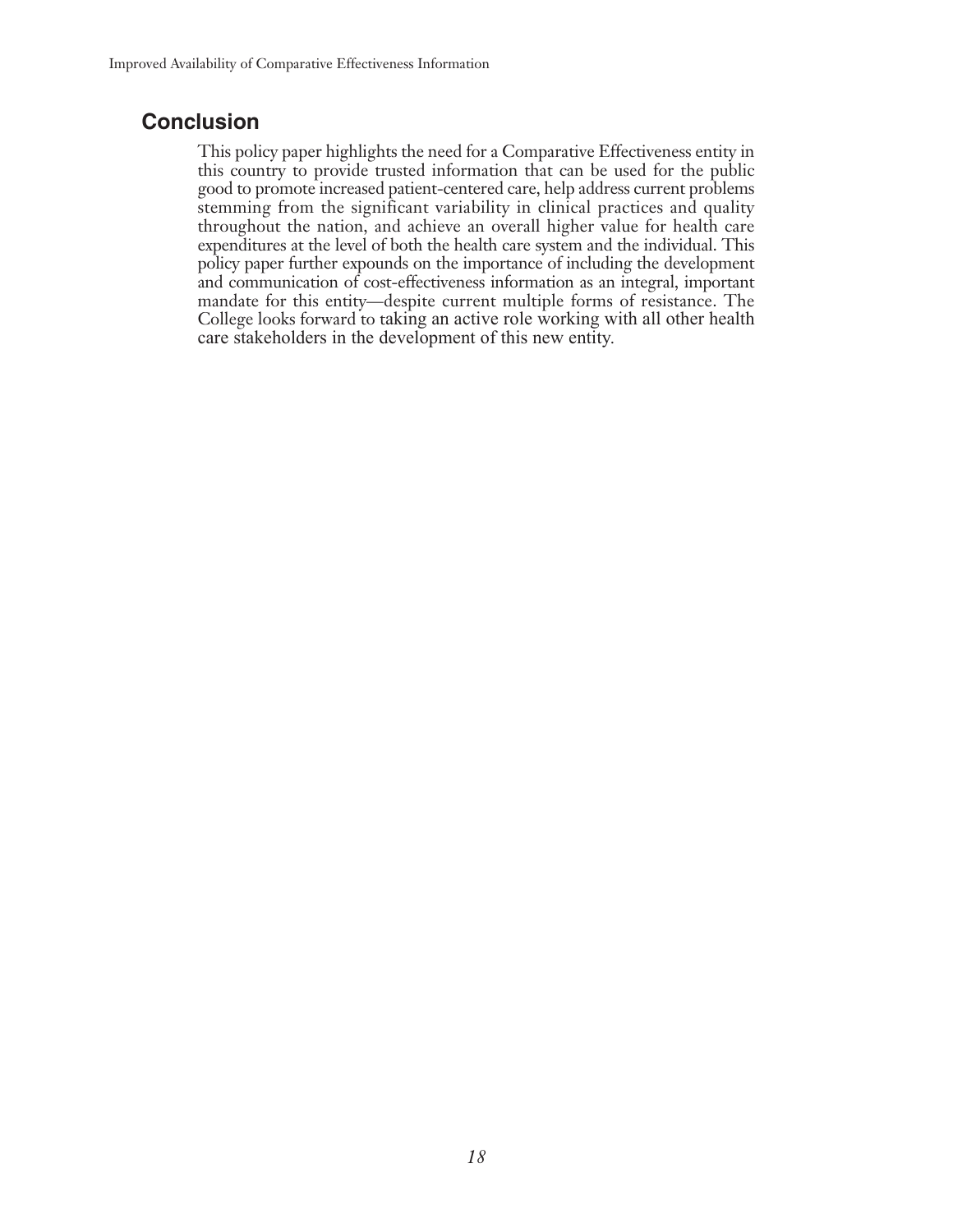## Conclusion

This policy paper highlights the need for a Comparative Effectiveness entity in this country to provide trusted information that can be used for the public good to promote increased patient-centered care, help address current problems stemming from the significant variability in clinical practices and quality throughout the nation, and achieve an overall higher value for health care expenditures at the level of both the health care system and the individual. This policy paper further expounds on the importance of including the development and communication of cost-effectiveness information as an integral, important mandate for this entity—despite current multiple forms of resistance. The College looks forward to taking an active role working with all other health care stakeholders in the development of this new entity.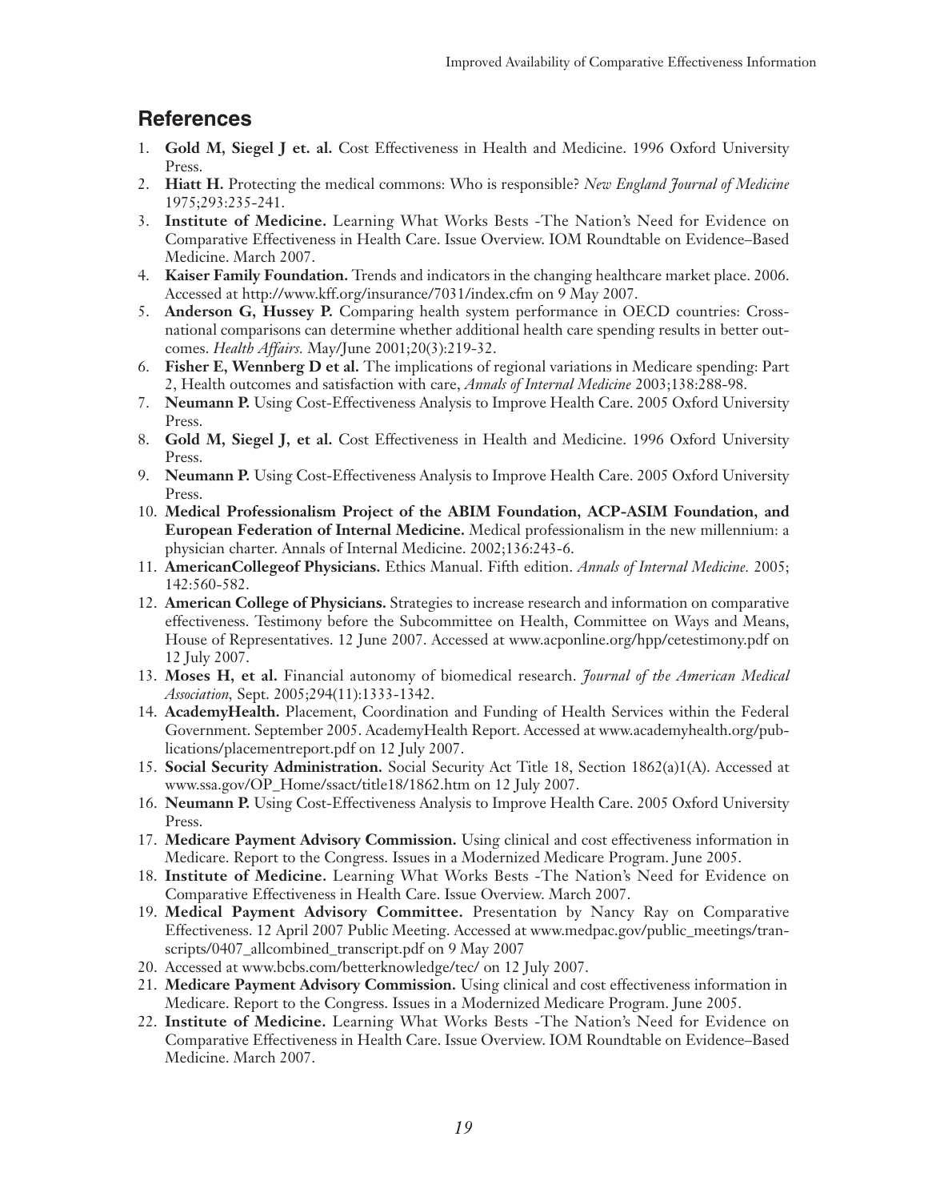## References

1. **Gold M, Siegel J et. al.** Cost Effectiveness in Health and Medicine. 1996 Oxford University Press.
2. **Hiatt H.** Protecting the medical commons: Who is responsible? *New England Journal of Medicine* 1975;293:235-241.
3. **Institute of Medicine.** Learning What Works Bests -The Nation's Need for Evidence on Comparative Effectiveness in Health Care. Issue Overview. IOM Roundtable on Evidence–Based Medicine. March 2007.
4. **Kaiser Family Foundation.** Trends and indicators in the changing healthcare market place. 2006. Accessed at http://www.kff.org/insurance/7031/index.cfm on 9 May 2007.
5. **Anderson G, Hussey P.** Comparing health system performance in OECD countries: Cross-national comparisons can determine whether additional health care spending results in better outcomes. *Health Affairs.* May/June 2001;20(3):219-32.
6. **Fisher E, Wennberg D et al.** The implications of regional variations in Medicare spending: Part 2, Health outcomes and satisfaction with care, *Annals of Internal Medicine* 2003;138:288-98.
7. **Neumann P.** Using Cost-Effectiveness Analysis to Improve Health Care. 2005 Oxford University Press.
8. **Gold M, Siegel J, et al.** Cost Effectiveness in Health and Medicine. 1996 Oxford University Press.
9. **Neumann P.** Using Cost-Effectiveness Analysis to Improve Health Care. 2005 Oxford University Press.
10. **Medical Professionalism Project of the ABIM Foundation, ACP-ASIM Foundation, and European Federation of Internal Medicine.** Medical professionalism in the new millennium: a physician charter. Annals of Internal Medicine. 2002;136:243-6.
11. **AmericanCollegeof Physicians.** Ethics Manual. Fifth edition. *Annals of Internal Medicine.* 2005; 142:560-582.
12. **American College of Physicians.** Strategies to increase research and information on comparative effectiveness. Testimony before the Subcommittee on Health, Committee on Ways and Means, House of Representatives. 12 June 2007. Accessed at www.acponline.org/hpp/cetestimony.pdf on 12 July 2007.
13. **Moses H, et al.** Financial autonomy of biomedical research. *Journal of the American Medical Association*, Sept. 2005;294(11):1333-1342.
14. **AcademyHealth.** Placement, Coordination and Funding of Health Services within the Federal Government. September 2005. AcademyHealth Report. Accessed at www.academyhealth.org/publications/placementreport.pdf on 12 July 2007.
15. **Social Security Administration.** Social Security Act Title 18, Section 1862(a)1(A). Accessed at www.ssa.gov/OP_Home/ssact/title18/1862.htm on 12 July 2007.
16. **Neumann P.** Using Cost-Effectiveness Analysis to Improve Health Care. 2005 Oxford University Press.
17. **Medicare Payment Advisory Commission.** Using clinical and cost effectiveness information in Medicare. Report to the Congress. Issues in a Modernized Medicare Program. June 2005.
18. **Institute of Medicine.** Learning What Works Bests -The Nation's Need for Evidence on Comparative Effectiveness in Health Care. Issue Overview. March 2007.
19. **Medical Payment Advisory Committee.** Presentation by Nancy Ray on Comparative Effectiveness. 12 April 2007 Public Meeting. Accessed at www.medpac.gov/public_meetings/transcripts/0407_allcombined_transcript.pdf on 9 May 2007
20. Accessed at www.bcbs.com/betterknowledge/tec/ on 12 July 2007.
21. **Medicare Payment Advisory Commission.** Using clinical and cost effectiveness information in Medicare. Report to the Congress. Issues in a Modernized Medicare Program. June 2005.
22. **Institute of Medicine.** Learning What Works Bests -The Nation's Need for Evidence on Comparative Effectiveness in Health Care. Issue Overview. IOM Roundtable on Evidence–Based Medicine. March 2007.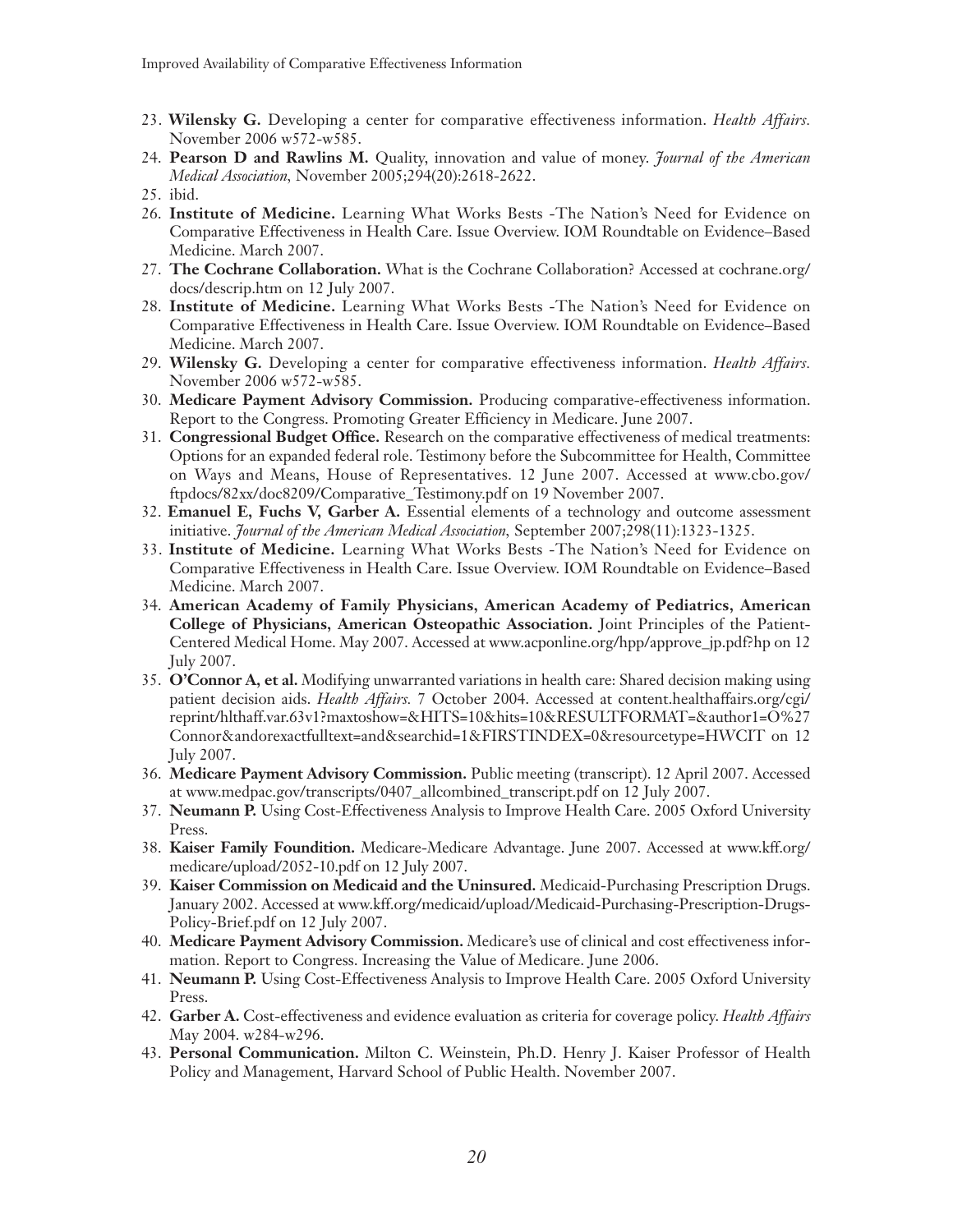23. **Wilensky G.** Developing a center for comparative effectiveness information. *Health Affairs.* November 2006 w572-w585.
24. **Pearson D and Rawlins M.** Quality, innovation and value of money. *Journal of the American Medical Association*, November 2005;294(20):2618-2622.
25. ibid.
26. **Institute of Medicine.** Learning What Works Bests -The Nation's Need for Evidence on Comparative Effectiveness in Health Care. Issue Overview. IOM Roundtable on Evidence–Based Medicine. March 2007.
27. **The Cochrane Collaboration.** What is the Cochrane Collaboration? Accessed at cochrane.org/docs/descrip.htm on 12 July 2007.
28. **Institute of Medicine.** Learning What Works Bests -The Nation's Need for Evidence on Comparative Effectiveness in Health Care. Issue Overview. IOM Roundtable on Evidence–Based Medicine. March 2007.
29. **Wilensky G.** Developing a center for comparative effectiveness information. *Health Affairs.* November 2006 w572-w585.
30. **Medicare Payment Advisory Commission.** Producing comparative-effectiveness information. Report to the Congress. Promoting Greater Efficiency in Medicare. June 2007.
31. **Congressional Budget Office.** Research on the comparative effectiveness of medical treatments: Options for an expanded federal role. Testimony before the Subcommittee for Health, Committee on Ways and Means, House of Representatives. 12 June 2007. Accessed at www.cbo.gov/ftpdocs/82xx/doc8209/Comparative_Testimony.pdf on 19 November 2007.
32. **Emanuel E, Fuchs V, Garber A.** Essential elements of a technology and outcome assessment initiative. *Journal of the American Medical Association*, September 2007;298(11):1323-1325.
33. **Institute of Medicine.** Learning What Works Bests -The Nation's Need for Evidence on Comparative Effectiveness in Health Care. Issue Overview. IOM Roundtable on Evidence–Based Medicine. March 2007.
34. **American Academy of Family Physicians, American Academy of Pediatrics, American College of Physicians, American Osteopathic Association.** Joint Principles of the Patient-Centered Medical Home. May 2007. Accessed at www.acponline.org/hpp/approve_jp.pdf?hp on 12 July 2007.
35. **O'Connor A, et al.** Modifying unwarranted variations in health care: Shared decision making using patient decision aids. *Health Affairs.* 7 October 2004. Accessed at content.healthaffairs.org/cgi/reprint/hlthaff.var.63v1?maxtoshow=&HITS=10&hits=10&RESULTFORMAT=&author1=O%27Connor&andorexactfulltext=and&searchid=1&FIRSTINDEX=0&resourcetype=HWCIT on 12 July 2007.
36. **Medicare Payment Advisory Commission.** Public meeting (transcript). 12 April 2007. Accessed at www.medpac.gov/transcripts/0407_allcombined_transcript.pdf on 12 July 2007.
37. **Neumann P.** Using Cost-Effectiveness Analysis to Improve Health Care. 2005 Oxford University Press.
38. **Kaiser Family Foundition.** Medicare-Medicare Advantage. June 2007. Accessed at www.kff.org/medicare/upload/2052-10.pdf on 12 July 2007.
39. **Kaiser Commission on Medicaid and the Uninsured.** Medicaid-Purchasing Prescription Drugs. January 2002. Accessed at www.kff.org/medicaid/upload/Medicaid-Purchasing-Prescription-Drugs-Policy-Brief.pdf on 12 July 2007.
40. **Medicare Payment Advisory Commission.** Medicare's use of clinical and cost effectiveness information. Report to Congress. Increasing the Value of Medicare. June 2006.
41. **Neumann P.** Using Cost-Effectiveness Analysis to Improve Health Care. 2005 Oxford University Press.
42. **Garber A.** Cost-effectiveness and evidence evaluation as criteria for coverage policy. *Health Affairs* May 2004. w284-w296.
43. **Personal Communication.** Milton C. Weinstein, Ph.D. Henry J. Kaiser Professor of Health Policy and Management, Harvard School of Public Health. November 2007.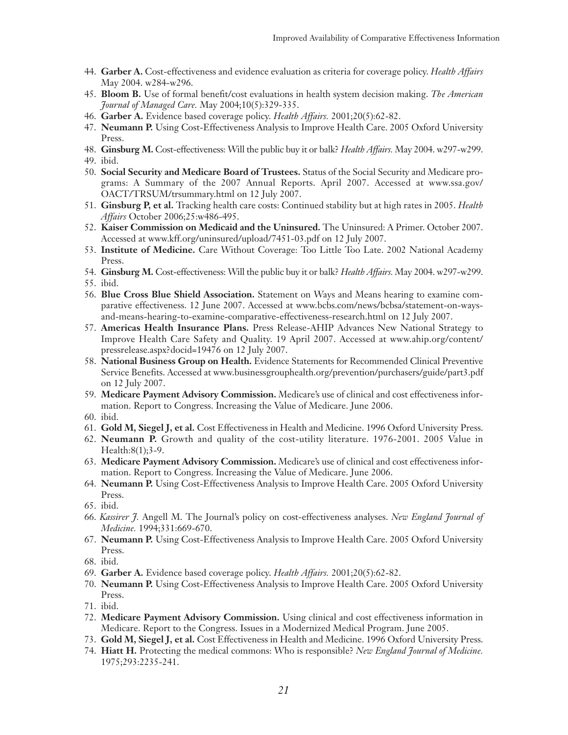44. **Garber A.** Cost-effectiveness and evidence evaluation as criteria for coverage policy. *Health Affairs* May 2004. w284-w296.
45. **Bloom B.** Use of formal benefit/cost evaluations in health system decision making. *The American Journal of Managed Care.* May 2004;10(5):329-335.
46. **Garber A.** Evidence based coverage policy. *Health Affairs.* 2001;20(5):62-82.
47. **Neumann P.** Using Cost-Effectiveness Analysis to Improve Health Care. 2005 Oxford University Press.
48. **Ginsburg M.** Cost-effectiveness: Will the public buy it or balk? *Health Affairs.* May 2004. w297-w299.
49. ibid.
50. **Social Security and Medicare Board of Trustees.** Status of the Social Security and Medicare programs: A Summary of the 2007 Annual Reports. April 2007. Accessed at www.ssa.gov/OACT/TRSUM/trsummary.html on 12 July 2007.
51. **Ginsburg P, et al.** Tracking health care costs: Continued stability but at high rates in 2005. *Health Affairs* October 2006;25:w486-495.
52. **Kaiser Commission on Medicaid and the Uninsured.** The Uninsured: A Primer. October 2007. Accessed at www.kff.org/uninsured/upload/7451-03.pdf on 12 July 2007.
53. **Institute of Medicine.** Care Without Coverage: Too Little Too Late. 2002 National Academy Press.
54. **Ginsburg M.** Cost-effectiveness: Will the public buy it or balk? *Health Affairs.* May 2004. w297-w299.
55. ibid.
56. **Blue Cross Blue Shield Association.** Statement on Ways and Means hearing to examine comparative effectiveness. 12 June 2007. Accessed at www.bcbs.com/news/bcbsa/statement-on-ways-and-means-hearing-to-examine-comparative-effectiveness-research.html on 12 July 2007.
57. **Americas Health Insurance Plans.** Press Release-AHIP Advances New National Strategy to Improve Health Care Safety and Quality. 19 April 2007. Accessed at www.ahip.org/content/pressrelease.aspx?docid=19476 on 12 July 2007.
58. **National Business Group on Health.** Evidence Statements for Recommended Clinical Preventive Service Benefits. Accessed at www.businessgrouphealth.org/prevention/purchasers/guide/part3.pdf on 12 July 2007.
59. **Medicare Payment Advisory Commission.** Medicare's use of clinical and cost effectiveness information. Report to Congress. Increasing the Value of Medicare. June 2006.
60. ibid.
61. **Gold M, Siegel J, et al.** Cost Effectiveness in Health and Medicine. 1996 Oxford University Press.
62. **Neumann P.** Growth and quality of the cost-utility literature. 1976-2001. 2005 Value in Health:8(1);3-9.
63. **Medicare Payment Advisory Commission.** Medicare's use of clinical and cost effectiveness information. Report to Congress. Increasing the Value of Medicare. June 2006.
64. **Neumann P.** Using Cost-Effectiveness Analysis to Improve Health Care. 2005 Oxford University Press.
65. ibid.
66. *Kassirer J.* Angell M. The Journal's policy on cost-effectiveness analyses. *New England Journal of Medicine.* 1994;331:669-670.
67. **Neumann P.** Using Cost-Effectiveness Analysis to Improve Health Care. 2005 Oxford University Press.
68. ibid.
69. **Garber A.** Evidence based coverage policy. *Health Affairs.* 2001;20(5):62-82.
70. **Neumann P.** Using Cost-Effectiveness Analysis to Improve Health Care. 2005 Oxford University Press.
71. ibid.
72. **Medicare Payment Advisory Commission.** Using clinical and cost effectiveness information in Medicare. Report to the Congress. Issues in a Modernized Medical Program. June 2005.
73. **Gold M, Siegel J, et al.** Cost Effectiveness in Health and Medicine. 1996 Oxford University Press.
74. **Hiatt H.** Protecting the medical commons: Who is responsible? *New England Journal of Medicine.* 1975;293:2235-241.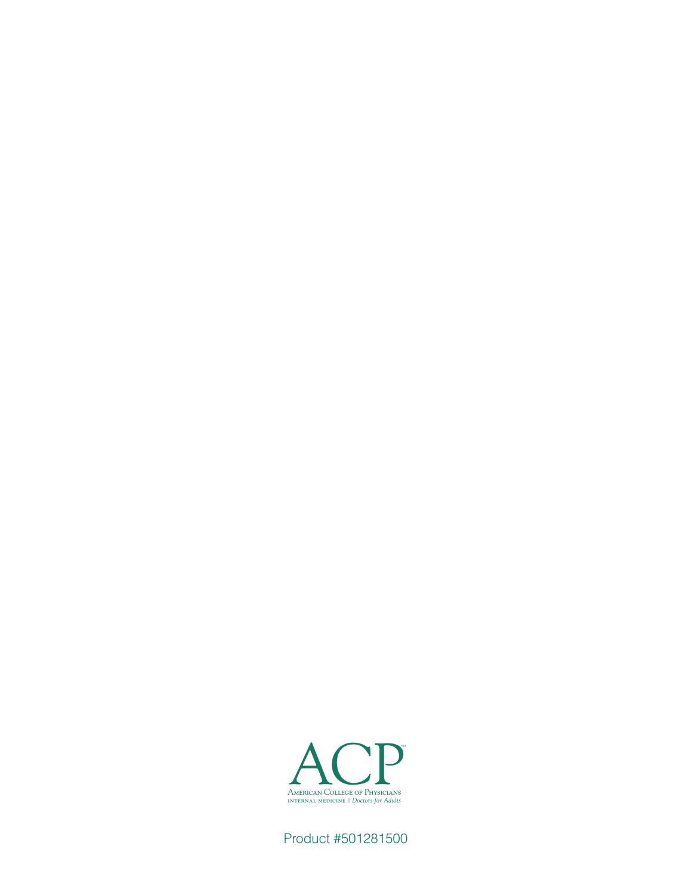ACP℠

American College of Physicians
internal medicine | *Doctors for Adults*

Product #501281500